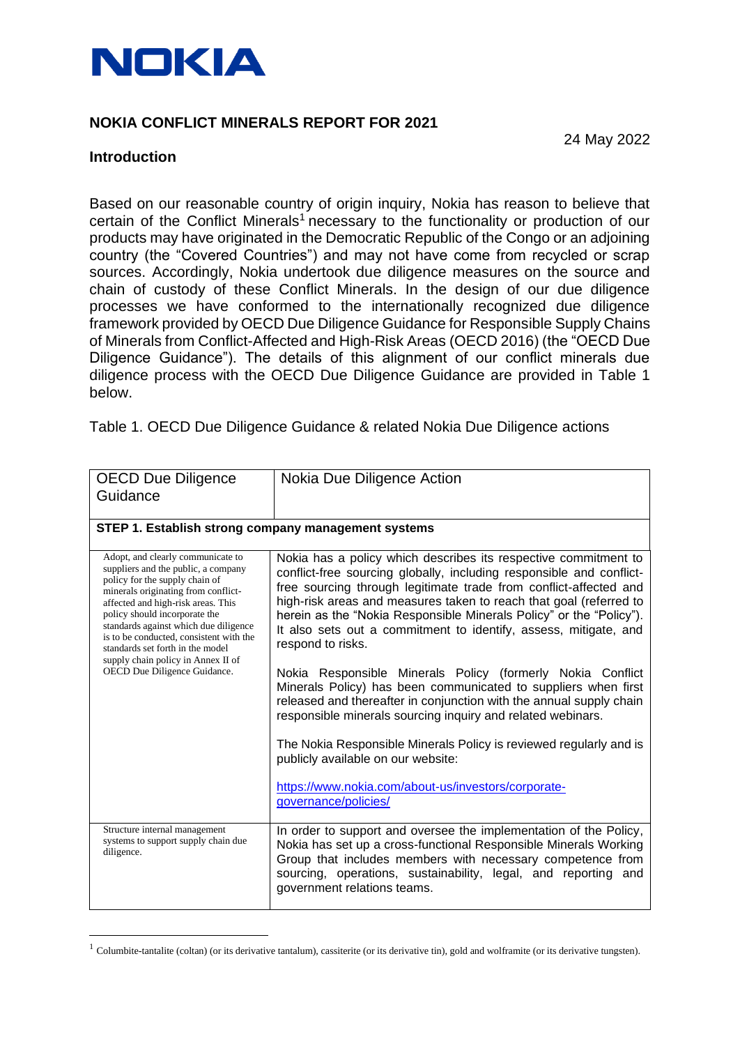NOKIA

# NOKIA CONFLICT MINERALS REPORT FOR 2021

24 May 2022

## Introduction

Based on our reasonable country of origin inquiry, Nokia has reason to believe that certain of the Conflict Minerals[1] necessary to the functionality or production of our products may have originated in the Democratic Republic of the Congo or an adjoining country (the "Covered Countries") and may not have come from recycled or scrap sources. Accordingly, Nokia undertook due diligence measures on the source and chain of custody of these Conflict Minerals. In the design of our due diligence processes we have conformed to the internationally recognized due diligence framework provided by OECD Due Diligence Guidance for Responsible Supply Chains of Minerals from Conflict-Affected and High-Risk Areas (OECD 2016) (the "OECD Due Diligence Guidance"). The details of this alignment of our conflict minerals due diligence process with the OECD Due Diligence Guidance are provided in Table 1 below.

Table 1. OECD Due Diligence Guidance & related Nokia Due Diligence actions

| OECD Due Diligence Guidance | Nokia Due Diligence Action |
|---|---|
| **STEP 1. Establish strong company management systems** | |
| Adopt, and clearly communicate to suppliers and the public, a company policy for the supply chain of minerals originating from conflict-affected and high-risk areas. This policy should incorporate the standards against which due diligence is to be conducted, consistent with the standards set forth in the model supply chain policy in Annex II of OECD Due Diligence Guidance. | Nokia has a policy which describes its respective commitment to conflict-free sourcing globally, including responsible and conflict-free sourcing through legitimate trade from conflict-affected and high-risk areas and measures taken to reach that goal (referred to herein as the "Nokia Responsible Minerals Policy" or the "Policy"). It also sets out a commitment to identify, assess, mitigate, and respond to risks.<br><br>Nokia Responsible Minerals Policy (formerly Nokia Conflict Minerals Policy) has been communicated to suppliers when first released and thereafter in conjunction with the annual supply chain responsible minerals sourcing inquiry and related webinars.<br><br>The Nokia Responsible Minerals Policy is reviewed regularly and is publicly available on our website:<br><br>https://www.nokia.com/about-us/investors/corporate-governance/policies/ |
| Structure internal management systems to support supply chain due diligence. | In order to support and oversee the implementation of the Policy, Nokia has set up a cross-functional Responsible Minerals Working Group that includes members with necessary competence from sourcing, operations, sustainability, legal, and reporting and government relations teams. |

[1] Columbite-tantalite (coltan) (or its derivative tantalum), cassiterite (or its derivative tin), gold and wolframite (or its derivative tungsten).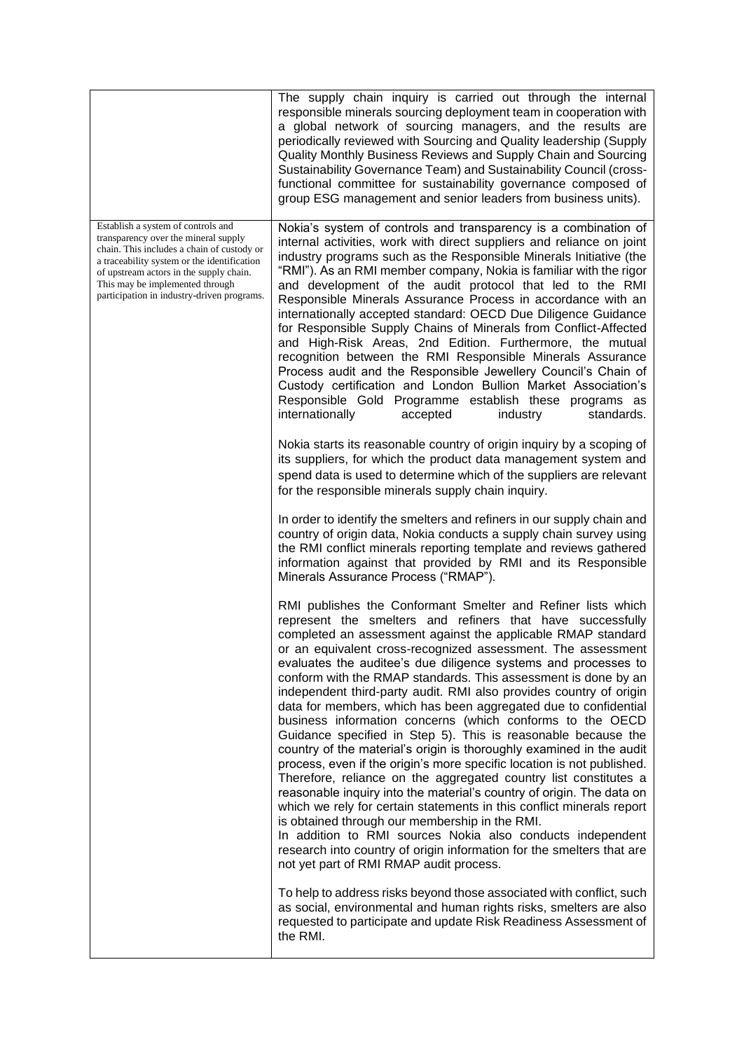| | |
|---|---|
| | The supply chain inquiry is carried out through the internal responsible minerals sourcing deployment team in cooperation with a global network of sourcing managers, and the results are periodically reviewed with Sourcing and Quality leadership (Supply Quality Monthly Business Reviews and Supply Chain and Sourcing Sustainability Governance Team) and Sustainability Council (cross-functional committee for sustainability governance composed of group ESG management and senior leaders from business units). |
| Establish a system of controls and transparency over the mineral supply chain. This includes a chain of custody or a traceability system or the identification of upstream actors in the supply chain. This may be implemented through participation in industry-driven programs. | Nokia's system of controls and transparency is a combination of internal activities, work with direct suppliers and reliance on joint industry programs such as the Responsible Minerals Initiative (the "RMI"). As an RMI member company, Nokia is familiar with the rigor and development of the audit protocol that led to the RMI Responsible Minerals Assurance Process in accordance with an internationally accepted standard: OECD Due Diligence Guidance for Responsible Supply Chains of Minerals from Conflict-Affected and High-Risk Areas, 2nd Edition. Furthermore, the mutual recognition between the RMI Responsible Minerals Assurance Process audit and the Responsible Jewellery Council's Chain of Custody certification and London Bullion Market Association's Responsible Gold Programme establish these programs as internationally accepted industry standards.<br><br>Nokia starts its reasonable country of origin inquiry by a scoping of its suppliers, for which the product data management system and spend data is used to determine which of the suppliers are relevant for the responsible minerals supply chain inquiry.<br><br>In order to identify the smelters and refiners in our supply chain and country of origin data, Nokia conducts a supply chain survey using the RMI conflict minerals reporting template and reviews gathered information against that provided by RMI and its Responsible Minerals Assurance Process ("RMAP").<br><br>RMI publishes the Conformant Smelter and Refiner lists which represent the smelters and refiners that have successfully completed an assessment against the applicable RMAP standard or an equivalent cross-recognized assessment. The assessment evaluates the auditee's due diligence systems and processes to conform with the RMAP standards. This assessment is done by an independent third-party audit. RMI also provides country of origin data for members, which has been aggregated due to confidential business information concerns (which conforms to the OECD Guidance specified in Step 5). This is reasonable because the country of the material's origin is thoroughly examined in the audit process, even if the origin's more specific location is not published. Therefore, reliance on the aggregated country list constitutes a reasonable inquiry into the material's country of origin. The data on which we rely for certain statements in this conflict minerals report is obtained through our membership in the RMI.<br>In addition to RMI sources Nokia also conducts independent research into country of origin information for the smelters that are not yet part of RMI RMAP audit process.<br><br>To help to address risks beyond those associated with conflict, such as social, environmental and human rights risks, smelters are also requested to participate and update Risk Readiness Assessment of the RMI. |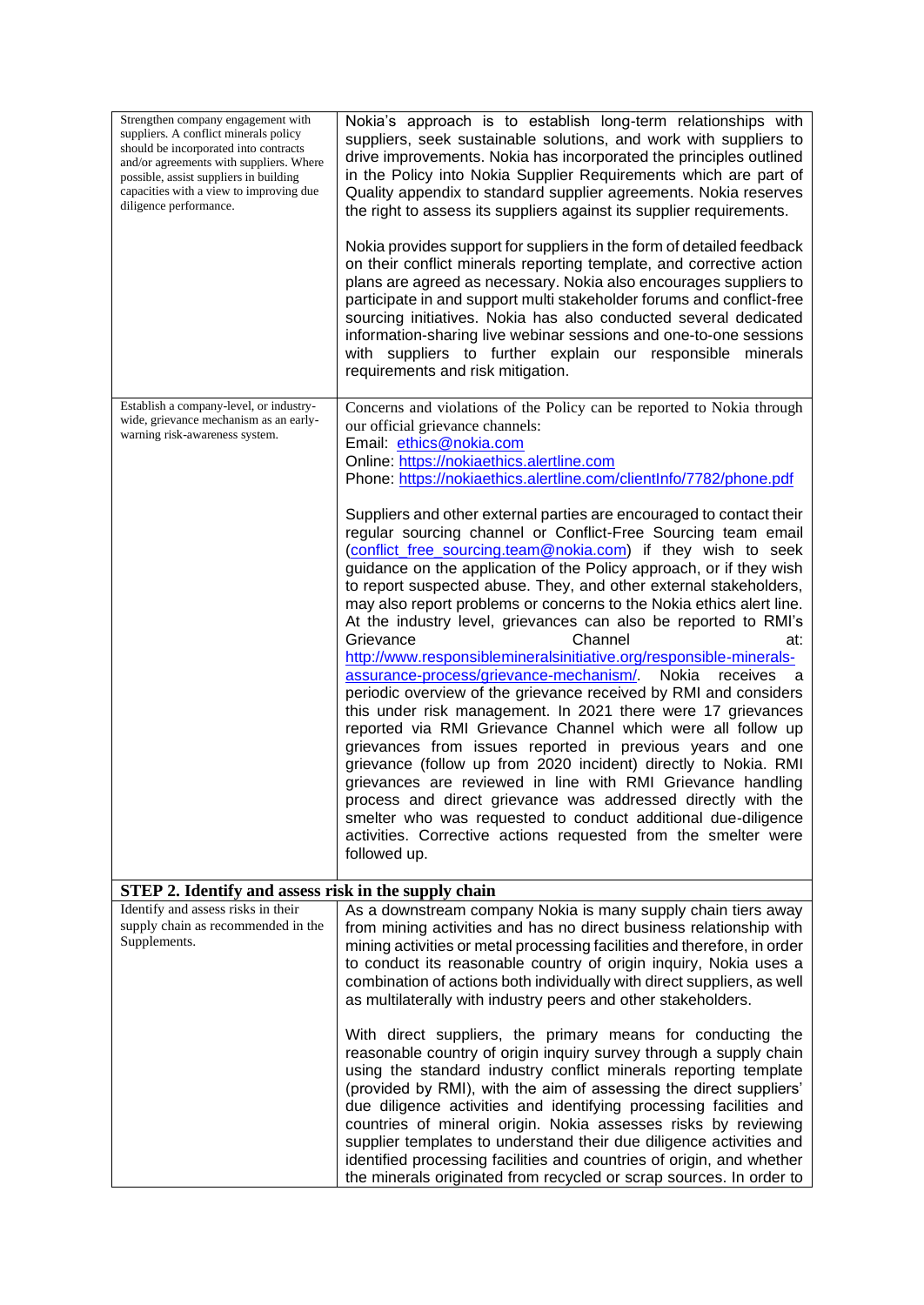| | |
|---|---|
| Strengthen company engagement with suppliers. A conflict minerals policy should be incorporated into contracts and/or agreements with suppliers. Where possible, assist suppliers in building capacities with a view to improving due diligence performance. | Nokia's approach is to establish long-term relationships with suppliers, seek sustainable solutions, and work with suppliers to drive improvements. Nokia has incorporated the principles outlined in the Policy into Nokia Supplier Requirements which are part of Quality appendix to standard supplier agreements. Nokia reserves the right to assess its suppliers against its supplier requirements.<br><br>Nokia provides support for suppliers in the form of detailed feedback on their conflict minerals reporting template, and corrective action plans are agreed as necessary. Nokia also encourages suppliers to participate in and support multi stakeholder forums and conflict-free sourcing initiatives. Nokia has also conducted several dedicated information-sharing live webinar sessions and one-to-one sessions with suppliers to further explain our responsible minerals requirements and risk mitigation. |
| Establish a company-level, or industry-wide, grievance mechanism as an early-warning risk-awareness system. | Concerns and violations of the Policy can be reported to Nokia through our official grievance channels:<br>Email: ethics@nokia.com<br>Online: https://nokiaethics.alertline.com<br>Phone: https://nokiaethics.alertline.com/clientInfo/7782/phone.pdf<br><br>Suppliers and other external parties are encouraged to contact their regular sourcing channel or Conflict-Free Sourcing team email (conflict_free_sourcing.team@nokia.com) if they wish to seek guidance on the application of the Policy approach, or if they wish to report suspected abuse. They, and other external stakeholders, may also report problems or concerns to the Nokia ethics alert line. At the industry level, grievances can also be reported to RMI's Grievance Channel at: http://www.responsiblemineralsinitiative.org/responsible-minerals-assurance-process/grievance-mechanism/. Nokia receives a periodic overview of the grievance received by RMI and considers this under risk management. In 2021 there were 17 grievances reported via RMI Grievance Channel which were all follow up grievances from issues reported in previous years and one grievance (follow up from 2020 incident) directly to Nokia. RMI grievances are reviewed in line with RMI Grievance handling process and direct grievance was addressed directly with the smelter who was requested to conduct additional due-diligence activities. Corrective actions requested from the smelter were followed up. |
| **STEP 2. Identify and assess risk in the supply chain** | |
| Identify and assess risks in their supply chain as recommended in the Supplements. | As a downstream company Nokia is many supply chain tiers away from mining activities and has no direct business relationship with mining activities or metal processing facilities and therefore, in order to conduct its reasonable country of origin inquiry, Nokia uses a combination of actions both individually with direct suppliers, as well as multilaterally with industry peers and other stakeholders.<br><br>With direct suppliers, the primary means for conducting the reasonable country of origin inquiry survey through a supply chain using the standard industry conflict minerals reporting template (provided by RMI), with the aim of assessing the direct suppliers' due diligence activities and identifying processing facilities and countries of mineral origin. Nokia assesses risks by reviewing supplier templates to understand their due diligence activities and identified processing facilities and countries of origin, and whether the minerals originated from recycled or scrap sources. In order to |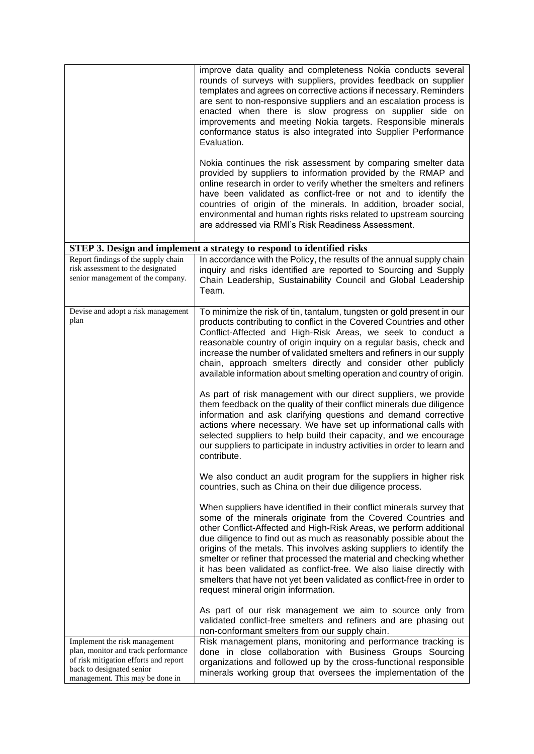| | |
|---|---|
| | improve data quality and completeness Nokia conducts several rounds of surveys with suppliers, provides feedback on supplier templates and agrees on corrective actions if necessary. Reminders are sent to non-responsive suppliers and an escalation process is enacted when there is slow progress on supplier side on improvements and meeting Nokia targets. Responsible minerals conformance status is also integrated into Supplier Performance Evaluation.<br><br>Nokia continues the risk assessment by comparing smelter data provided by suppliers to information provided by the RMAP and online research in order to verify whether the smelters and refiners have been validated as conflict-free or not and to identify the countries of origin of the minerals. In addition, broader social, environmental and human rights risks related to upstream sourcing are addressed via RMI's Risk Readiness Assessment. |
| **STEP 3. Design and implement a strategy to respond to identified risks** | |
| Report findings of the supply chain risk assessment to the designated senior management of the company. | In accordance with the Policy, the results of the annual supply chain inquiry and risks identified are reported to Sourcing and Supply Chain Leadership, Sustainability Council and Global Leadership Team. |
| Devise and adopt a risk management plan | To minimize the risk of tin, tantalum, tungsten or gold present in our products contributing to conflict in the Covered Countries and other Conflict-Affected and High-Risk Areas, we seek to conduct a reasonable country of origin inquiry on a regular basis, check and increase the number of validated smelters and refiners in our supply chain, approach smelters directly and consider other publicly available information about smelting operation and country of origin.<br><br>As part of risk management with our direct suppliers, we provide them feedback on the quality of their conflict minerals due diligence information and ask clarifying questions and demand corrective actions where necessary. We have set up informational calls with selected suppliers to help build their capacity, and we encourage our suppliers to participate in industry activities in order to learn and contribute.<br><br>We also conduct an audit program for the suppliers in higher risk countries, such as China on their due diligence process.<br><br>When suppliers have identified in their conflict minerals survey that some of the minerals originate from the Covered Countries and other Conflict-Affected and High-Risk Areas, we perform additional due diligence to find out as much as reasonably possible about the origins of the metals. This involves asking suppliers to identify the smelter or refiner that processed the material and checking whether it has been validated as conflict-free. We also liaise directly with smelters that have not yet been validated as conflict-free in order to request mineral origin information.<br><br>As part of our risk management we aim to source only from validated conflict-free smelters and refiners and are phasing out non-conformant smelters from our supply chain. |
| Implement the risk management plan, monitor and track performance of risk mitigation efforts and report back to designated senior management. This may be done in | Risk management plans, monitoring and performance tracking is done in close collaboration with Business Groups Sourcing organizations and followed up by the cross-functional responsible minerals working group that oversees the implementation of the |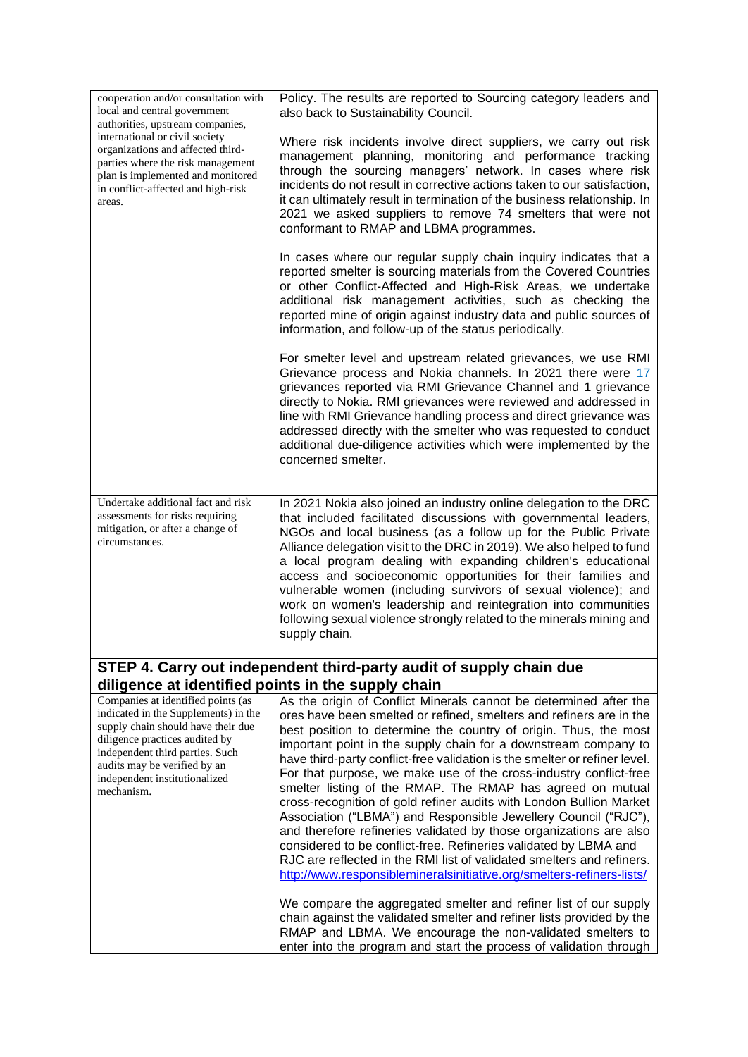| | |
|---|---|
| cooperation and/or consultation with local and central government authorities, upstream companies, international or civil society organizations and affected third-parties where the risk management plan is implemented and monitored in conflict-affected and high-risk areas. | Policy. The results are reported to Sourcing category leaders and also back to Sustainability Council.<br><br>Where risk incidents involve direct suppliers, we carry out risk management planning, monitoring and performance tracking through the sourcing managers' network. In cases where risk incidents do not result in corrective actions taken to our satisfaction, it can ultimately result in termination of the business relationship. In 2021 we asked suppliers to remove 74 smelters that were not conformant to RMAP and LBMA programmes.<br><br>In cases where our regular supply chain inquiry indicates that a reported smelter is sourcing materials from the Covered Countries or other Conflict-Affected and High-Risk Areas, we undertake additional risk management activities, such as checking the reported mine of origin against industry data and public sources of information, and follow-up of the status periodically.<br><br>For smelter level and upstream related grievances, we use RMI Grievance process and Nokia channels. In 2021 there were 17 grievances reported via RMI Grievance Channel and 1 grievance directly to Nokia. RMI grievances were reviewed and addressed in line with RMI Grievance handling process and direct grievance was addressed directly with the smelter who was requested to conduct additional due-diligence activities which were implemented by the concerned smelter. |
| Undertake additional fact and risk assessments for risks requiring mitigation, or after a change of circumstances. | In 2021 Nokia also joined an industry online delegation to the DRC that included facilitated discussions with governmental leaders, NGOs and local business (as a follow up for the Public Private Alliance delegation visit to the DRC in 2019). We also helped to fund a local program dealing with expanding children's educational access and socioeconomic opportunities for their families and vulnerable women (including survivors of sexual violence); and work on women's leadership and reintegration into communities following sexual violence strongly related to the minerals mining and supply chain. |

## STEP 4. Carry out independent third-party audit of supply chain due diligence at identified points in the supply chain

| | |
|---|---|
| Companies at identified points (as indicated in the Supplements) in the supply chain should have their due diligence practices audited by independent third parties. Such audits may be verified by an independent institutionalized mechanism. | As the origin of Conflict Minerals cannot be determined after the ores have been smelted or refined, smelters and refiners are in the best position to determine the country of origin. Thus, the most important point in the supply chain for a downstream company to have third-party conflict-free validation is the smelter or refiner level. For that purpose, we make use of the cross-industry conflict-free smelter listing of the RMAP. The RMAP has agreed on mutual cross-recognition of gold refiner audits with London Bullion Market Association ("LBMA") and Responsible Jewellery Council ("RJC"), and therefore refineries validated by those organizations are also considered to be conflict-free. Refineries validated by LBMA and RJC are reflected in the RMI list of validated smelters and refiners. http://www.responsiblemineralsinitiative.org/smelters-refiners-lists/<br><br>We compare the aggregated smelter and refiner list of our supply chain against the validated smelter and refiner lists provided by the RMAP and LBMA. We encourage the non-validated smelters to enter into the program and start the process of validation through |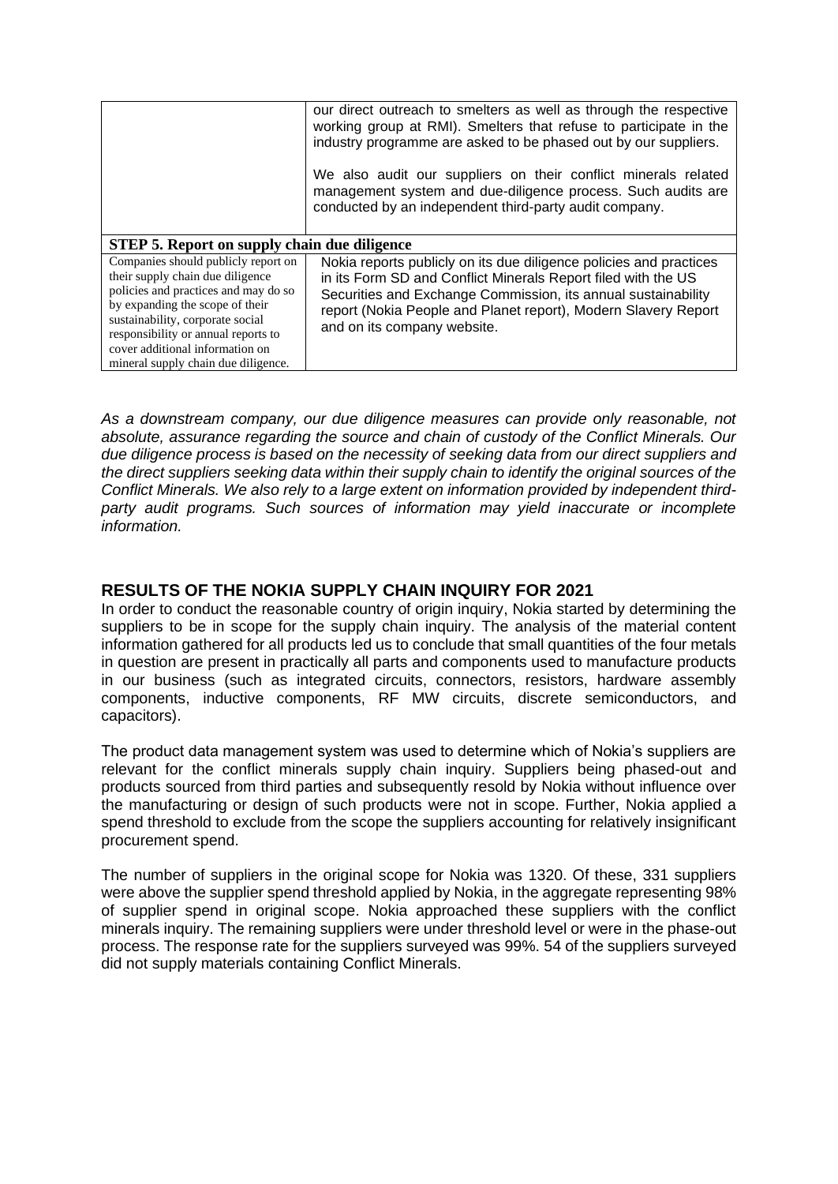| | |
|---|---|
| | our direct outreach to smelters as well as through the respective working group at RMI). Smelters that refuse to participate in the industry programme are asked to be phased out by our suppliers.<br><br>We also audit our suppliers on their conflict minerals related management system and due-diligence process. Such audits are conducted by an independent third-party audit company. |
| **STEP 5. Report on supply chain due diligence** | |
| Companies should publicly report on their supply chain due diligence policies and practices and may do so by expanding the scope of their sustainability, corporate social responsibility or annual reports to cover additional information on mineral supply chain due diligence. | Nokia reports publicly on its due diligence policies and practices in its Form SD and Conflict Minerals Report filed with the US Securities and Exchange Commission, its annual sustainability report (Nokia People and Planet report), Modern Slavery Report and on its company website. |

*As a downstream company, our due diligence measures can provide only reasonable, not absolute, assurance regarding the source and chain of custody of the Conflict Minerals. Our due diligence process is based on the necessity of seeking data from our direct suppliers and the direct suppliers seeking data within their supply chain to identify the original sources of the Conflict Minerals. We also rely to a large extent on information provided by independent third-party audit programs. Such sources of information may yield inaccurate or incomplete information.*

## RESULTS OF THE NOKIA SUPPLY CHAIN INQUIRY FOR 2021

In order to conduct the reasonable country of origin inquiry, Nokia started by determining the suppliers to be in scope for the supply chain inquiry. The analysis of the material content information gathered for all products led us to conclude that small quantities of the four metals in question are present in practically all parts and components used to manufacture products in our business (such as integrated circuits, connectors, resistors, hardware assembly components, inductive components, RF MW circuits, discrete semiconductors, and capacitors).

The product data management system was used to determine which of Nokia's suppliers are relevant for the conflict minerals supply chain inquiry. Suppliers being phased-out and products sourced from third parties and subsequently resold by Nokia without influence over the manufacturing or design of such products were not in scope. Further, Nokia applied a spend threshold to exclude from the scope the suppliers accounting for relatively insignificant procurement spend.

The number of suppliers in the original scope for Nokia was 1320. Of these, 331 suppliers were above the supplier spend threshold applied by Nokia, in the aggregate representing 98% of supplier spend in original scope. Nokia approached these suppliers with the conflict minerals inquiry. The remaining suppliers were under threshold level or were in the phase-out process. The response rate for the suppliers surveyed was 99%. 54 of the suppliers surveyed did not supply materials containing Conflict Minerals.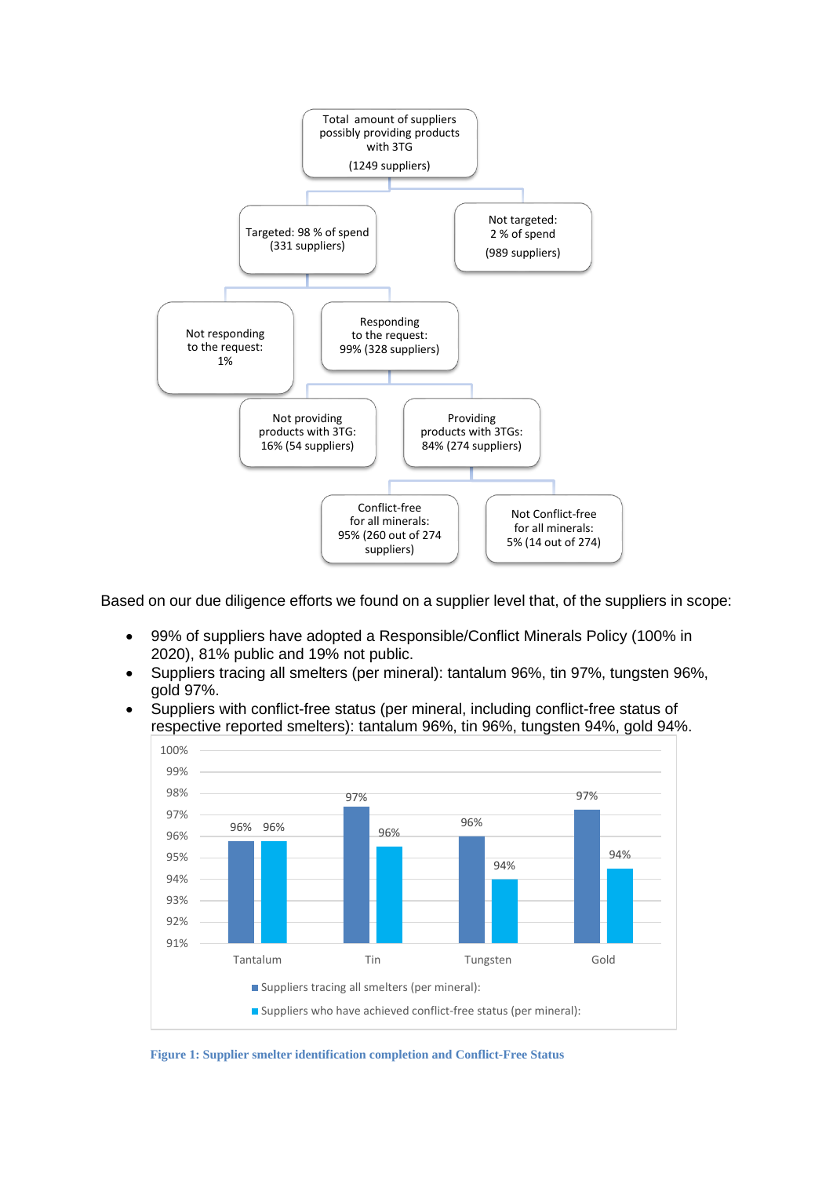Total amount of suppliers possibly providing products with 3TG (1249 suppliers)

- Targeted: 98 % of spend (331 suppliers)
  - Not responding to the request: 1%
  - Responding to the request: 99% (328 suppliers)
    - Not providing products with 3TG: 16% (54 suppliers)
    - Providing products with 3TGs: 84% (274 suppliers)
      - Conflict-free for all minerals: 95% (260 out of 274 suppliers)
      - Not Conflict-free for all minerals: 5% (14 out of 274)
- Not targeted: 2 % of spend (989 suppliers)

Based on our due diligence efforts we found on a supplier level that, of the suppliers in scope:

- 99% of suppliers have adopted a Responsible/Conflict Minerals Policy (100% in 2020), 81% public and 19% not public.
- Suppliers tracing all smelters (per mineral): tantalum 96%, tin 97%, tungsten 96%, gold 97%.
- Suppliers with conflict-free status (per mineral, including conflict-free status of respective reported smelters): tantalum 96%, tin 96%, tungsten 94%, gold 94%.

| | Tantalum | Tin | Tungsten | Gold |
|---|---|---|---|---|
| Suppliers tracing all smelters (per mineral): | 96% | 97% | 96% | 97% |
| Suppliers who have achieved conflict-free status (per mineral): | 96% | 96% | 94% | 94% |

**Figure 1: Supplier smelter identification completion and Conflict-Free Status**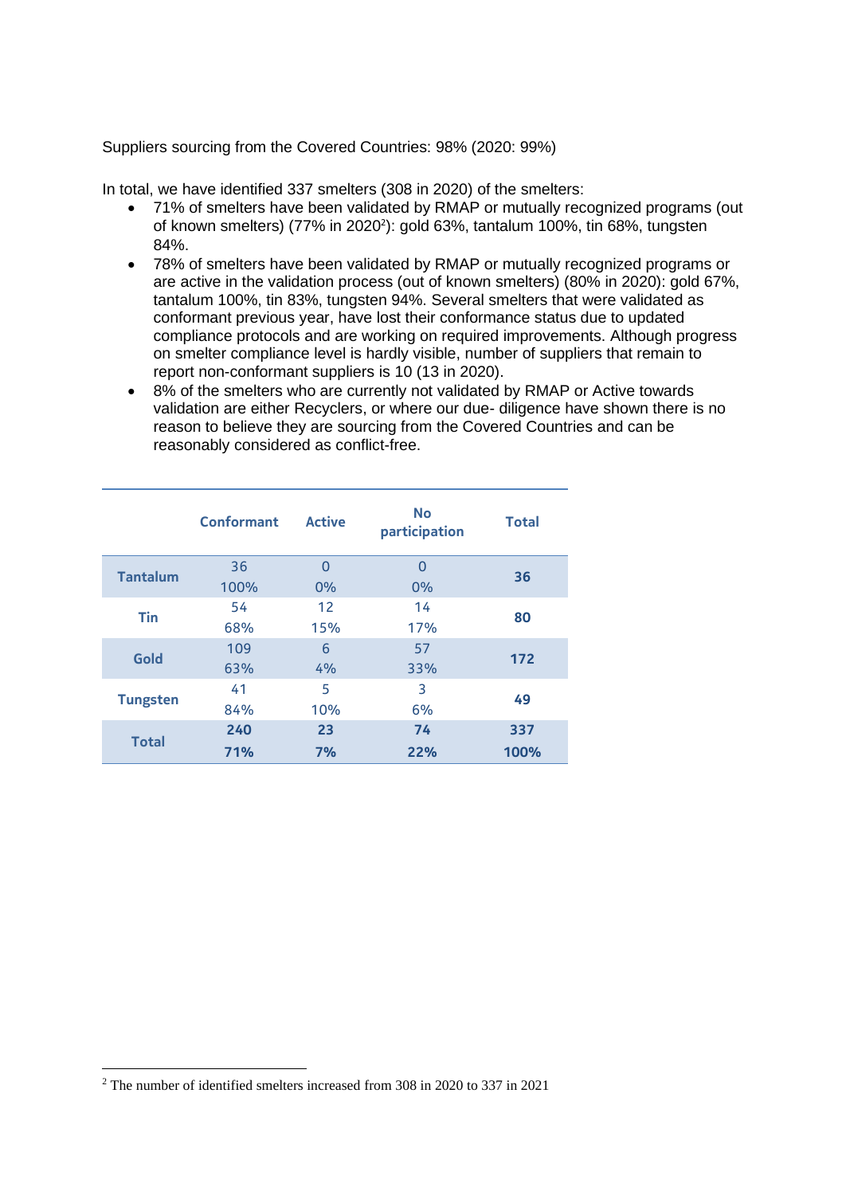Suppliers sourcing from the Covered Countries: 98% (2020: 99%)

In total, we have identified 337 smelters (308 in 2020) of the smelters:

- 71% of smelters have been validated by RMAP or mutually recognized programs (out of known smelters) (77% in 2020[2]): gold 63%, tantalum 100%, tin 68%, tungsten 84%.
- 78% of smelters have been validated by RMAP or mutually recognized programs or are active in the validation process (out of known smelters) (80% in 2020): gold 67%, tantalum 100%, tin 83%, tungsten 94%. Several smelters that were validated as conformant previous year, have lost their conformance status due to updated compliance protocols and are working on required improvements. Although progress on smelter compliance level is hardly visible, number of suppliers that remain to report non-conformant suppliers is 10 (13 in 2020).
- 8% of the smelters who are currently not validated by RMAP or Active towards validation are either Recyclers, or where our due- diligence have shown there is no reason to believe they are sourcing from the Covered Countries and can be reasonably considered as conflict-free.

| | Conformant | Active | No participation | Total |
|---|---|---|---|---|
| **Tantalum** | 36<br>100% | 0<br>0% | 0<br>0% | **36** |
| **Tin** | 54<br>68% | 12<br>15% | 14<br>17% | **80** |
| **Gold** | 109<br>63% | 6<br>4% | 57<br>33% | **172** |
| **Tungsten** | 41<br>84% | 5<br>10% | 3<br>6% | **49** |
| **Total** | **240**<br>**71%** | **23**<br>**7%** | **74**<br>**22%** | **337**<br>**100%** |

[2] The number of identified smelters increased from 308 in 2020 to 337 in 2021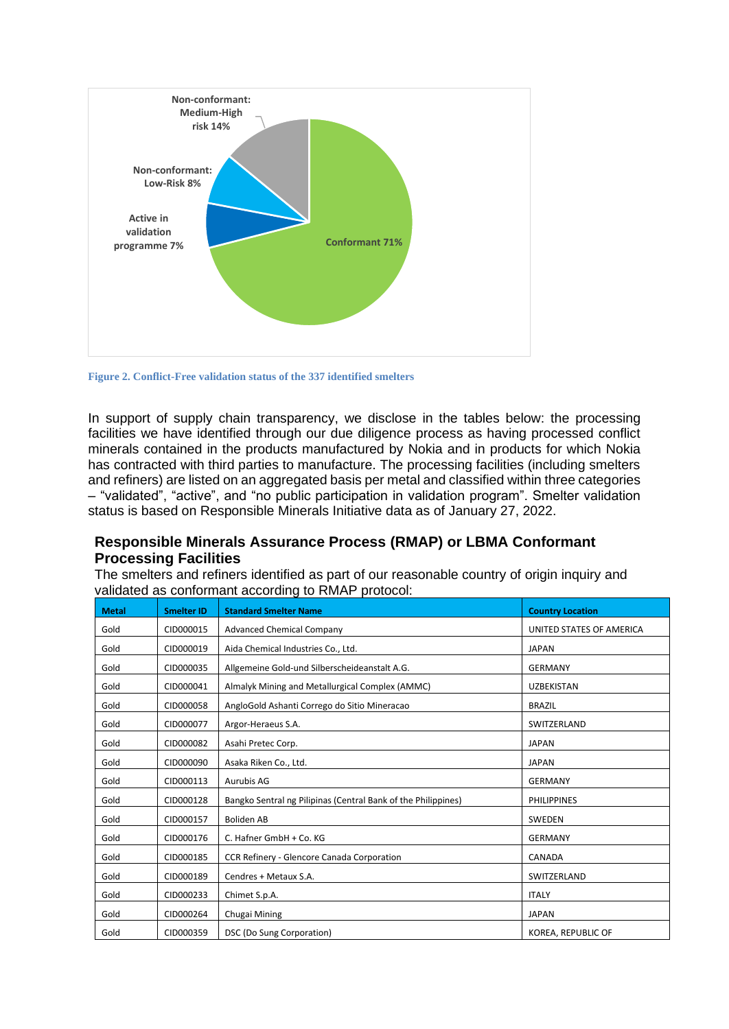Non-conformant: Medium-High risk 14%

Non-conformant: Low-Risk 8%

Active in validation programme 7%

Conformant 71%

**Figure 2. Conflict-Free validation status of the 337 identified smelters**

In support of supply chain transparency, we disclose in the tables below: the processing facilities we have identified through our due diligence process as having processed conflict minerals contained in the products manufactured by Nokia and in products for which Nokia has contracted with third parties to manufacture. The processing facilities (including smelters and refiners) are listed on an aggregated basis per metal and classified within three categories – "validated", "active", and "no public participation in validation program". Smelter validation status is based on Responsible Minerals Initiative data as of January 27, 2022.

## Responsible Minerals Assurance Process (RMAP) or LBMA Conformant Processing Facilities

The smelters and refiners identified as part of our reasonable country of origin inquiry and validated as conformant according to RMAP protocol:

| Metal | Smelter ID | Standard Smelter Name | Country Location |
|---|---|---|---|
| Gold | CID000015 | Advanced Chemical Company | UNITED STATES OF AMERICA |
| Gold | CID000019 | Aida Chemical Industries Co., Ltd. | JAPAN |
| Gold | CID000035 | Allgemeine Gold-und Silberscheideanstalt A.G. | GERMANY |
| Gold | CID000041 | Almalyk Mining and Metallurgical Complex (AMMC) | UZBEKISTAN |
| Gold | CID000058 | AngloGold Ashanti Corrego do Sitio Mineracao | BRAZIL |
| Gold | CID000077 | Argor-Heraeus S.A. | SWITZERLAND |
| Gold | CID000082 | Asahi Pretec Corp. | JAPAN |
| Gold | CID000090 | Asaka Riken Co., Ltd. | JAPAN |
| Gold | CID000113 | Aurubis AG | GERMANY |
| Gold | CID000128 | Bangko Sentral ng Pilipinas (Central Bank of the Philippines) | PHILIPPINES |
| Gold | CID000157 | Boliden AB | SWEDEN |
| Gold | CID000176 | C. Hafner GmbH + Co. KG | GERMANY |
| Gold | CID000185 | CCR Refinery - Glencore Canada Corporation | CANADA |
| Gold | CID000189 | Cendres + Metaux S.A. | SWITZERLAND |
| Gold | CID000233 | Chimet S.p.A. | ITALY |
| Gold | CID000264 | Chugai Mining | JAPAN |
| Gold | CID000359 | DSC (Do Sung Corporation) | KOREA, REPUBLIC OF |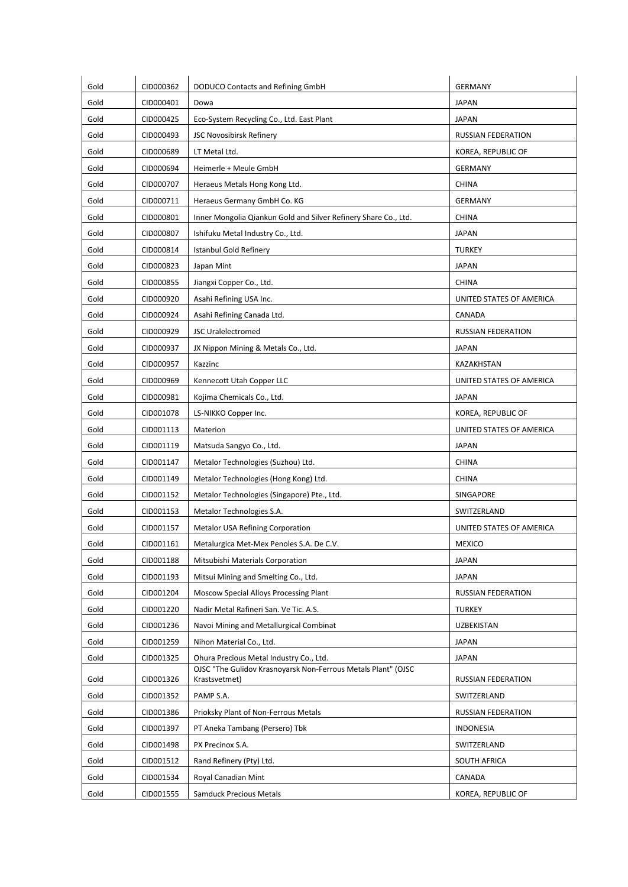| Gold | CID000362 | DODUCO Contacts and Refining GmbH | GERMANY |
|---|---|---|---|
| Gold | CID000401 | Dowa | JAPAN |
| Gold | CID000425 | Eco-System Recycling Co., Ltd. East Plant | JAPAN |
| Gold | CID000493 | JSC Novosibirsk Refinery | RUSSIAN FEDERATION |
| Gold | CID000689 | LT Metal Ltd. | KOREA, REPUBLIC OF |
| Gold | CID000694 | Heimerle + Meule GmbH | GERMANY |
| Gold | CID000707 | Heraeus Metals Hong Kong Ltd. | CHINA |
| Gold | CID000711 | Heraeus Germany GmbH Co. KG | GERMANY |
| Gold | CID000801 | Inner Mongolia Qiankun Gold and Silver Refinery Share Co., Ltd. | CHINA |
| Gold | CID000807 | Ishifuku Metal Industry Co., Ltd. | JAPAN |
| Gold | CID000814 | Istanbul Gold Refinery | TURKEY |
| Gold | CID000823 | Japan Mint | JAPAN |
| Gold | CID000855 | Jiangxi Copper Co., Ltd. | CHINA |
| Gold | CID000920 | Asahi Refining USA Inc. | UNITED STATES OF AMERICA |
| Gold | CID000924 | Asahi Refining Canada Ltd. | CANADA |
| Gold | CID000929 | JSC Uralelectromed | RUSSIAN FEDERATION |
| Gold | CID000937 | JX Nippon Mining & Metals Co., Ltd. | JAPAN |
| Gold | CID000957 | Kazzinc | KAZAKHSTAN |
| Gold | CID000969 | Kennecott Utah Copper LLC | UNITED STATES OF AMERICA |
| Gold | CID000981 | Kojima Chemicals Co., Ltd. | JAPAN |
| Gold | CID001078 | LS-NIKKO Copper Inc. | KOREA, REPUBLIC OF |
| Gold | CID001113 | Materion | UNITED STATES OF AMERICA |
| Gold | CID001119 | Matsuda Sangyo Co., Ltd. | JAPAN |
| Gold | CID001147 | Metalor Technologies (Suzhou) Ltd. | CHINA |
| Gold | CID001149 | Metalor Technologies (Hong Kong) Ltd. | CHINA |
| Gold | CID001152 | Metalor Technologies (Singapore) Pte., Ltd. | SINGAPORE |
| Gold | CID001153 | Metalor Technologies S.A. | SWITZERLAND |
| Gold | CID001157 | Metalor USA Refining Corporation | UNITED STATES OF AMERICA |
| Gold | CID001161 | Metalurgica Met-Mex Penoles S.A. De C.V. | MEXICO |
| Gold | CID001188 | Mitsubishi Materials Corporation | JAPAN |
| Gold | CID001193 | Mitsui Mining and Smelting Co., Ltd. | JAPAN |
| Gold | CID001204 | Moscow Special Alloys Processing Plant | RUSSIAN FEDERATION |
| Gold | CID001220 | Nadir Metal Rafineri San. Ve Tic. A.S. | TURKEY |
| Gold | CID001236 | Navoi Mining and Metallurgical Combinat | UZBEKISTAN |
| Gold | CID001259 | Nihon Material Co., Ltd. | JAPAN |
| Gold | CID001325 | Ohura Precious Metal Industry Co., Ltd. | JAPAN |
| Gold | CID001326 | OJSC "The Gulidov Krasnoyarsk Non-Ferrous Metals Plant" (OJSC Krastsvetmet) | RUSSIAN FEDERATION |
| Gold | CID001352 | PAMP S.A. | SWITZERLAND |
| Gold | CID001386 | Prioksky Plant of Non-Ferrous Metals | RUSSIAN FEDERATION |
| Gold | CID001397 | PT Aneka Tambang (Persero) Tbk | INDONESIA |
| Gold | CID001498 | PX Precinox S.A. | SWITZERLAND |
| Gold | CID001512 | Rand Refinery (Pty) Ltd. | SOUTH AFRICA |
| Gold | CID001534 | Royal Canadian Mint | CANADA |
| Gold | CID001555 | Samduck Precious Metals | KOREA, REPUBLIC OF |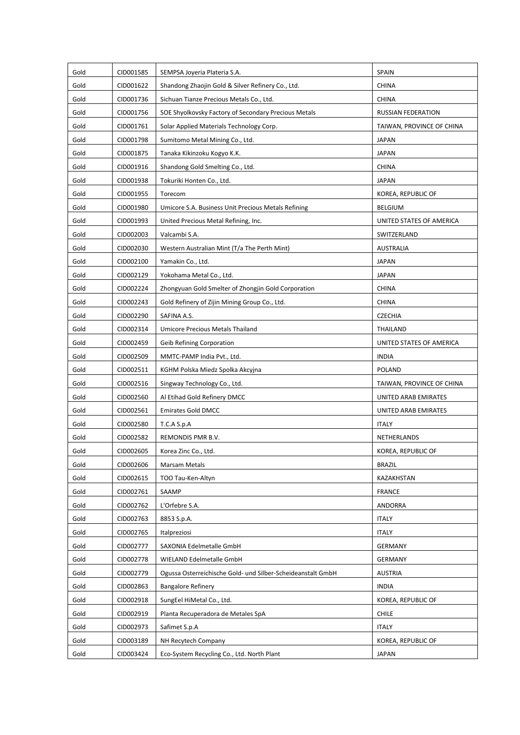| Gold | CID001585 | SEMPSA Joyeria Plateria S.A. | SPAIN |
|---|---|---|---|
| Gold | CID001622 | Shandong Zhaojin Gold & Silver Refinery Co., Ltd. | CHINA |
| Gold | CID001736 | Sichuan Tianze Precious Metals Co., Ltd. | CHINA |
| Gold | CID001756 | SOE Shyolkovsky Factory of Secondary Precious Metals | RUSSIAN FEDERATION |
| Gold | CID001761 | Solar Applied Materials Technology Corp. | TAIWAN, PROVINCE OF CHINA |
| Gold | CID001798 | Sumitomo Metal Mining Co., Ltd. | JAPAN |
| Gold | CID001875 | Tanaka Kikinzoku Kogyo K.K. | JAPAN |
| Gold | CID001916 | Shandong Gold Smelting Co., Ltd. | CHINA |
| Gold | CID001938 | Tokuriki Honten Co., Ltd. | JAPAN |
| Gold | CID001955 | Torecom | KOREA, REPUBLIC OF |
| Gold | CID001980 | Umicore S.A. Business Unit Precious Metals Refining | BELGIUM |
| Gold | CID001993 | United Precious Metal Refining, Inc. | UNITED STATES OF AMERICA |
| Gold | CID002003 | Valcambi S.A. | SWITZERLAND |
| Gold | CID002030 | Western Australian Mint (T/a The Perth Mint) | AUSTRALIA |
| Gold | CID002100 | Yamakin Co., Ltd. | JAPAN |
| Gold | CID002129 | Yokohama Metal Co., Ltd. | JAPAN |
| Gold | CID002224 | Zhongyuan Gold Smelter of Zhongjin Gold Corporation | CHINA |
| Gold | CID002243 | Gold Refinery of Zijin Mining Group Co., Ltd. | CHINA |
| Gold | CID002290 | SAFINA A.S. | CZECHIA |
| Gold | CID002314 | Umicore Precious Metals Thailand | THAILAND |
| Gold | CID002459 | Geib Refining Corporation | UNITED STATES OF AMERICA |
| Gold | CID002509 | MMTC-PAMP India Pvt., Ltd. | INDIA |
| Gold | CID002511 | KGHM Polska Miedz Spolka Akcyjna | POLAND |
| Gold | CID002516 | Singway Technology Co., Ltd. | TAIWAN, PROVINCE OF CHINA |
| Gold | CID002560 | Al Etihad Gold Refinery DMCC | UNITED ARAB EMIRATES |
| Gold | CID002561 | Emirates Gold DMCC | UNITED ARAB EMIRATES |
| Gold | CID002580 | T.C.A S.p.A | ITALY |
| Gold | CID002582 | REMONDIS PMR B.V. | NETHERLANDS |
| Gold | CID002605 | Korea Zinc Co., Ltd. | KOREA, REPUBLIC OF |
| Gold | CID002606 | Marsam Metals | BRAZIL |
| Gold | CID002615 | TOO Tau-Ken-Altyn | KAZAKHSTAN |
| Gold | CID002761 | SAAMP | FRANCE |
| Gold | CID002762 | L'Orfebre S.A. | ANDORRA |
| Gold | CID002763 | 8853 S.p.A. | ITALY |
| Gold | CID002765 | Italpreziosi | ITALY |
| Gold | CID002777 | SAXONIA Edelmetalle GmbH | GERMANY |
| Gold | CID002778 | WIELAND Edelmetalle GmbH | GERMANY |
| Gold | CID002779 | Ogussa Osterreichische Gold- und Silber-Scheideanstalt GmbH | AUSTRIA |
| Gold | CID002863 | Bangalore Refinery | INDIA |
| Gold | CID002918 | SungEel HiMetal Co., Ltd. | KOREA, REPUBLIC OF |
| Gold | CID002919 | Planta Recuperadora de Metales SpA | CHILE |
| Gold | CID002973 | Safimet S.p.A | ITALY |
| Gold | CID003189 | NH Recytech Company | KOREA, REPUBLIC OF |
| Gold | CID003424 | Eco-System Recycling Co., Ltd. North Plant | JAPAN |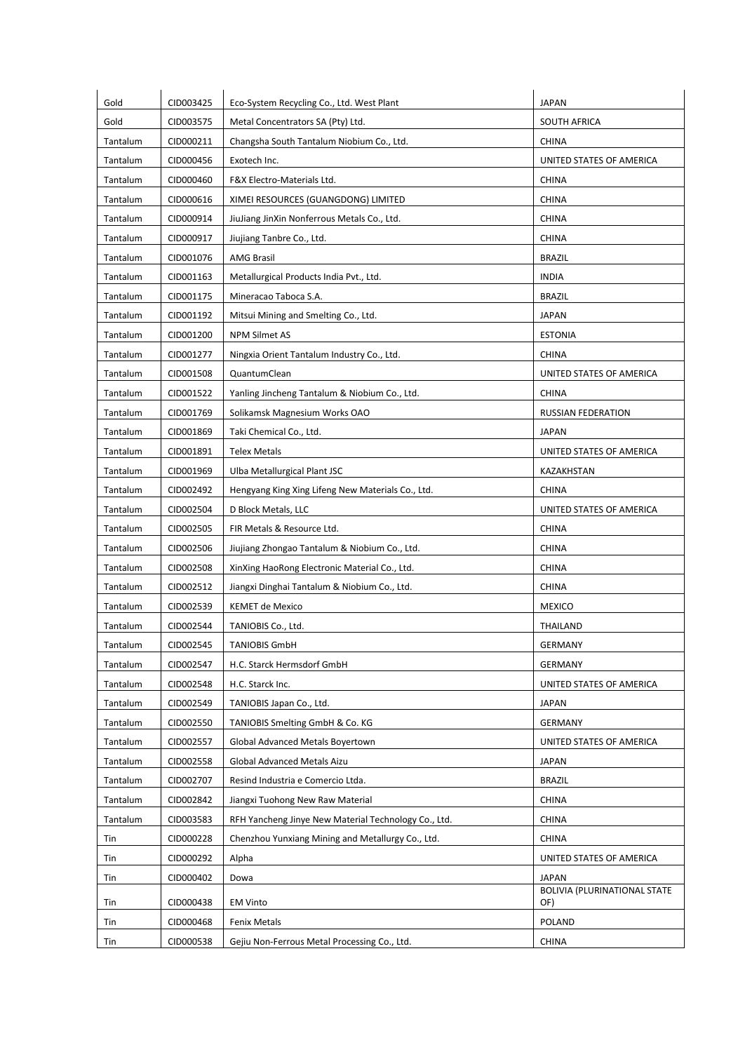| Gold | CID003425 | Eco-System Recycling Co., Ltd. West Plant | JAPAN |
|---|---|---|---|
| Gold | CID003575 | Metal Concentrators SA (Pty) Ltd. | SOUTH AFRICA |
| Tantalum | CID000211 | Changsha South Tantalum Niobium Co., Ltd. | CHINA |
| Tantalum | CID000456 | Exotech Inc. | UNITED STATES OF AMERICA |
| Tantalum | CID000460 | F&X Electro-Materials Ltd. | CHINA |
| Tantalum | CID000616 | XIMEI RESOURCES (GUANGDONG) LIMITED | CHINA |
| Tantalum | CID000914 | JiuJiang JinXin Nonferrous Metals Co., Ltd. | CHINA |
| Tantalum | CID000917 | Jiujiang Tanbre Co., Ltd. | CHINA |
| Tantalum | CID001076 | AMG Brasil | BRAZIL |
| Tantalum | CID001163 | Metallurgical Products India Pvt., Ltd. | INDIA |
| Tantalum | CID001175 | Mineracao Taboca S.A. | BRAZIL |
| Tantalum | CID001192 | Mitsui Mining and Smelting Co., Ltd. | JAPAN |
| Tantalum | CID001200 | NPM Silmet AS | ESTONIA |
| Tantalum | CID001277 | Ningxia Orient Tantalum Industry Co., Ltd. | CHINA |
| Tantalum | CID001508 | QuantumClean | UNITED STATES OF AMERICA |
| Tantalum | CID001522 | Yanling Jincheng Tantalum & Niobium Co., Ltd. | CHINA |
| Tantalum | CID001769 | Solikamsk Magnesium Works OAO | RUSSIAN FEDERATION |
| Tantalum | CID001869 | Taki Chemical Co., Ltd. | JAPAN |
| Tantalum | CID001891 | Telex Metals | UNITED STATES OF AMERICA |
| Tantalum | CID001969 | Ulba Metallurgical Plant JSC | KAZAKHSTAN |
| Tantalum | CID002492 | Hengyang King Xing Lifeng New Materials Co., Ltd. | CHINA |
| Tantalum | CID002504 | D Block Metals, LLC | UNITED STATES OF AMERICA |
| Tantalum | CID002505 | FIR Metals & Resource Ltd. | CHINA |
| Tantalum | CID002506 | Jiujiang Zhongao Tantalum & Niobium Co., Ltd. | CHINA |
| Tantalum | CID002508 | XinXing HaoRong Electronic Material Co., Ltd. | CHINA |
| Tantalum | CID002512 | Jiangxi Dinghai Tantalum & Niobium Co., Ltd. | CHINA |
| Tantalum | CID002539 | KEMET de Mexico | MEXICO |
| Tantalum | CID002544 | TANIOBIS Co., Ltd. | THAILAND |
| Tantalum | CID002545 | TANIOBIS GmbH | GERMANY |
| Tantalum | CID002547 | H.C. Starck Hermsdorf GmbH | GERMANY |
| Tantalum | CID002548 | H.C. Starck Inc. | UNITED STATES OF AMERICA |
| Tantalum | CID002549 | TANIOBIS Japan Co., Ltd. | JAPAN |
| Tantalum | CID002550 | TANIOBIS Smelting GmbH & Co. KG | GERMANY |
| Tantalum | CID002557 | Global Advanced Metals Boyertown | UNITED STATES OF AMERICA |
| Tantalum | CID002558 | Global Advanced Metals Aizu | JAPAN |
| Tantalum | CID002707 | Resind Industria e Comercio Ltda. | BRAZIL |
| Tantalum | CID002842 | Jiangxi Tuohong New Raw Material | CHINA |
| Tantalum | CID003583 | RFH Yancheng Jinye New Material Technology Co., Ltd. | CHINA |
| Tin | CID000228 | Chenzhou Yunxiang Mining and Metallurgy Co., Ltd. | CHINA |
| Tin | CID000292 | Alpha | UNITED STATES OF AMERICA |
| Tin | CID000402 | Dowa | JAPAN |
| Tin | CID000438 | EM Vinto | BOLIVIA (PLURINATIONAL STATE OF) |
| Tin | CID000468 | Fenix Metals | POLAND |
| Tin | CID000538 | Gejiu Non-Ferrous Metal Processing Co., Ltd. | CHINA |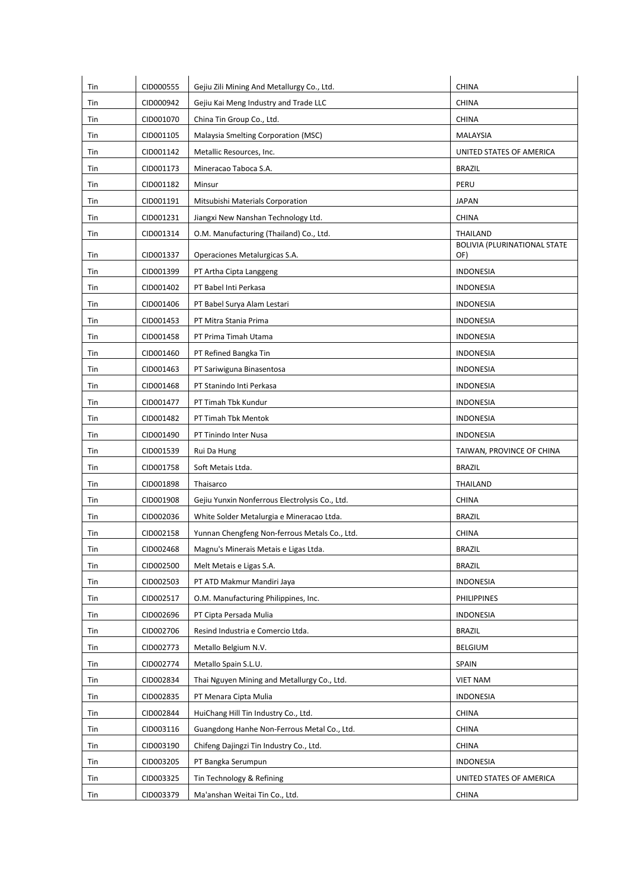| Tin | CID000555 | Gejiu Zili Mining And Metallurgy Co., Ltd. | CHINA |
|---|---|---|---|
| Tin | CID000942 | Gejiu Kai Meng Industry and Trade LLC | CHINA |
| Tin | CID001070 | China Tin Group Co., Ltd. | CHINA |
| Tin | CID001105 | Malaysia Smelting Corporation (MSC) | MALAYSIA |
| Tin | CID001142 | Metallic Resources, Inc. | UNITED STATES OF AMERICA |
| Tin | CID001173 | Mineracao Taboca S.A. | BRAZIL |
| Tin | CID001182 | Minsur | PERU |
| Tin | CID001191 | Mitsubishi Materials Corporation | JAPAN |
| Tin | CID001231 | Jiangxi New Nanshan Technology Ltd. | CHINA |
| Tin | CID001314 | O.M. Manufacturing (Thailand) Co., Ltd. | THAILAND |
| Tin | CID001337 | Operaciones Metalurgicas S.A. | BOLIVIA (PLURINATIONAL STATE OF) |
| Tin | CID001399 | PT Artha Cipta Langgeng | INDONESIA |
| Tin | CID001402 | PT Babel Inti Perkasa | INDONESIA |
| Tin | CID001406 | PT Babel Surya Alam Lestari | INDONESIA |
| Tin | CID001453 | PT Mitra Stania Prima | INDONESIA |
| Tin | CID001458 | PT Prima Timah Utama | INDONESIA |
| Tin | CID001460 | PT Refined Bangka Tin | INDONESIA |
| Tin | CID001463 | PT Sariwiguna Binasentosa | INDONESIA |
| Tin | CID001468 | PT Stanindo Inti Perkasa | INDONESIA |
| Tin | CID001477 | PT Timah Tbk Kundur | INDONESIA |
| Tin | CID001482 | PT Timah Tbk Mentok | INDONESIA |
| Tin | CID001490 | PT Tinindo Inter Nusa | INDONESIA |
| Tin | CID001539 | Rui Da Hung | TAIWAN, PROVINCE OF CHINA |
| Tin | CID001758 | Soft Metais Ltda. | BRAZIL |
| Tin | CID001898 | Thaisarco | THAILAND |
| Tin | CID001908 | Gejiu Yunxin Nonferrous Electrolysis Co., Ltd. | CHINA |
| Tin | CID002036 | White Solder Metalurgia e Mineracao Ltda. | BRAZIL |
| Tin | CID002158 | Yunnan Chengfeng Non-ferrous Metals Co., Ltd. | CHINA |
| Tin | CID002468 | Magnu's Minerais Metais e Ligas Ltda. | BRAZIL |
| Tin | CID002500 | Melt Metais e Ligas S.A. | BRAZIL |
| Tin | CID002503 | PT ATD Makmur Mandiri Jaya | INDONESIA |
| Tin | CID002517 | O.M. Manufacturing Philippines, Inc. | PHILIPPINES |
| Tin | CID002696 | PT Cipta Persada Mulia | INDONESIA |
| Tin | CID002706 | Resind Industria e Comercio Ltda. | BRAZIL |
| Tin | CID002773 | Metallo Belgium N.V. | BELGIUM |
| Tin | CID002774 | Metallo Spain S.L.U. | SPAIN |
| Tin | CID002834 | Thai Nguyen Mining and Metallurgy Co., Ltd. | VIET NAM |
| Tin | CID002835 | PT Menara Cipta Mulia | INDONESIA |
| Tin | CID002844 | HuiChang Hill Tin Industry Co., Ltd. | CHINA |
| Tin | CID003116 | Guangdong Hanhe Non-Ferrous Metal Co., Ltd. | CHINA |
| Tin | CID003190 | Chifeng Dajingzi Tin Industry Co., Ltd. | CHINA |
| Tin | CID003205 | PT Bangka Serumpun | INDONESIA |
| Tin | CID003325 | Tin Technology & Refining | UNITED STATES OF AMERICA |
| Tin | CID003379 | Ma'anshan Weitai Tin Co., Ltd. | CHINA |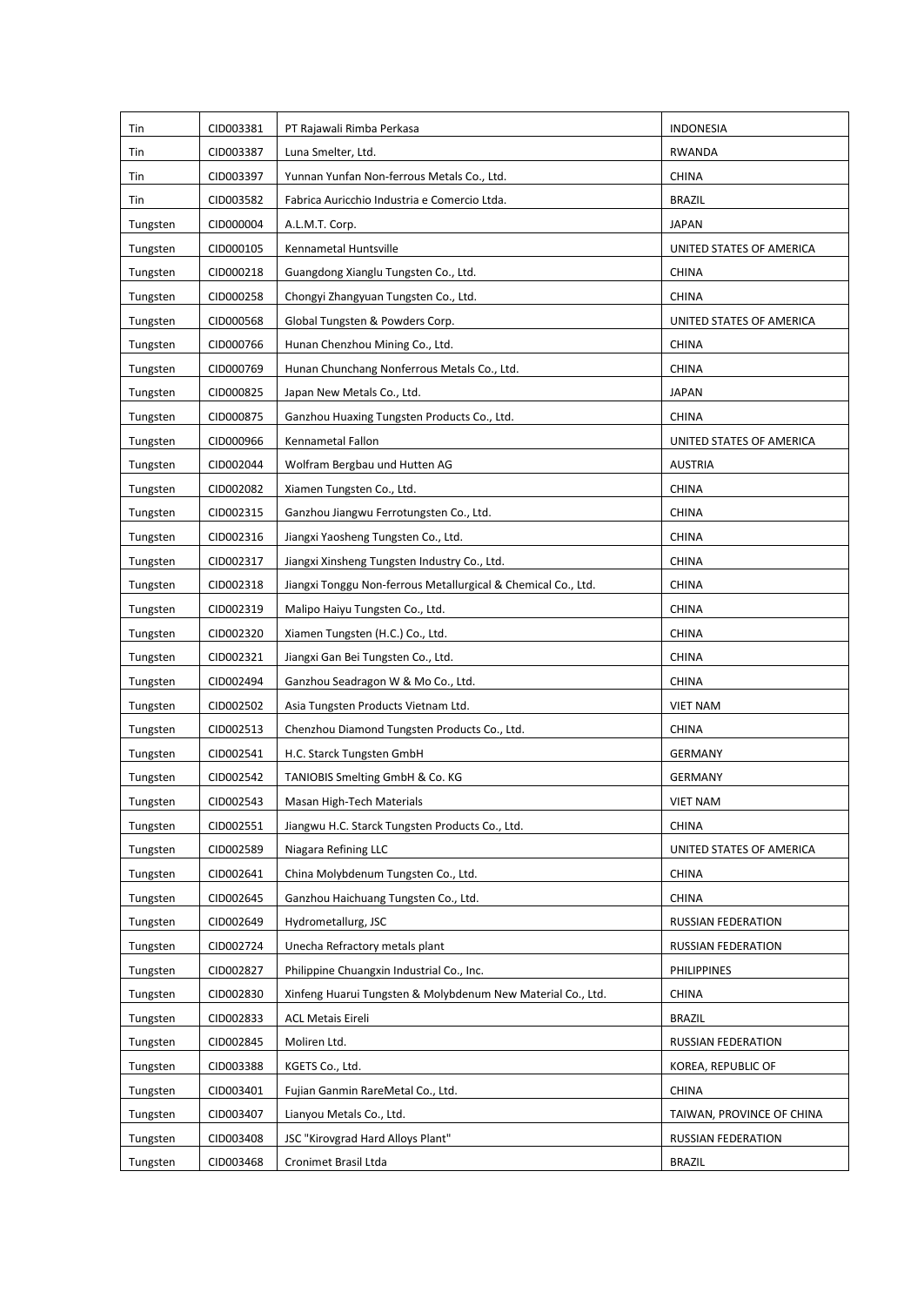| Tin | CID003381 | PT Rajawali Rimba Perkasa | INDONESIA |
|---|---|---|---|
| Tin | CID003387 | Luna Smelter, Ltd. | RWANDA |
| Tin | CID003397 | Yunnan Yunfan Non-ferrous Metals Co., Ltd. | CHINA |
| Tin | CID003582 | Fabrica Auricchio Industria e Comercio Ltda. | BRAZIL |
| Tungsten | CID000004 | A.L.M.T. Corp. | JAPAN |
| Tungsten | CID000105 | Kennametal Huntsville | UNITED STATES OF AMERICA |
| Tungsten | CID000218 | Guangdong Xianglu Tungsten Co., Ltd. | CHINA |
| Tungsten | CID000258 | Chongyi Zhangyuan Tungsten Co., Ltd. | CHINA |
| Tungsten | CID000568 | Global Tungsten & Powders Corp. | UNITED STATES OF AMERICA |
| Tungsten | CID000766 | Hunan Chenzhou Mining Co., Ltd. | CHINA |
| Tungsten | CID000769 | Hunan Chunchang Nonferrous Metals Co., Ltd. | CHINA |
| Tungsten | CID000825 | Japan New Metals Co., Ltd. | JAPAN |
| Tungsten | CID000875 | Ganzhou Huaxing Tungsten Products Co., Ltd. | CHINA |
| Tungsten | CID000966 | Kennametal Fallon | UNITED STATES OF AMERICA |
| Tungsten | CID002044 | Wolfram Bergbau und Hutten AG | AUSTRIA |
| Tungsten | CID002082 | Xiamen Tungsten Co., Ltd. | CHINA |
| Tungsten | CID002315 | Ganzhou Jiangwu Ferrotungsten Co., Ltd. | CHINA |
| Tungsten | CID002316 | Jiangxi Yaosheng Tungsten Co., Ltd. | CHINA |
| Tungsten | CID002317 | Jiangxi Xinsheng Tungsten Industry Co., Ltd. | CHINA |
| Tungsten | CID002318 | Jiangxi Tonggu Non-ferrous Metallurgical & Chemical Co., Ltd. | CHINA |
| Tungsten | CID002319 | Malipo Haiyu Tungsten Co., Ltd. | CHINA |
| Tungsten | CID002320 | Xiamen Tungsten (H.C.) Co., Ltd. | CHINA |
| Tungsten | CID002321 | Jiangxi Gan Bei Tungsten Co., Ltd. | CHINA |
| Tungsten | CID002494 | Ganzhou Seadragon W & Mo Co., Ltd. | CHINA |
| Tungsten | CID002502 | Asia Tungsten Products Vietnam Ltd. | VIET NAM |
| Tungsten | CID002513 | Chenzhou Diamond Tungsten Products Co., Ltd. | CHINA |
| Tungsten | CID002541 | H.C. Starck Tungsten GmbH | GERMANY |
| Tungsten | CID002542 | TANIOBIS Smelting GmbH & Co. KG | GERMANY |
| Tungsten | CID002543 | Masan High-Tech Materials | VIET NAM |
| Tungsten | CID002551 | Jiangwu H.C. Starck Tungsten Products Co., Ltd. | CHINA |
| Tungsten | CID002589 | Niagara Refining LLC | UNITED STATES OF AMERICA |
| Tungsten | CID002641 | China Molybdenum Tungsten Co., Ltd. | CHINA |
| Tungsten | CID002645 | Ganzhou Haichuang Tungsten Co., Ltd. | CHINA |
| Tungsten | CID002649 | Hydrometallurg, JSC | RUSSIAN FEDERATION |
| Tungsten | CID002724 | Unecha Refractory metals plant | RUSSIAN FEDERATION |
| Tungsten | CID002827 | Philippine Chuangxin Industrial Co., Inc. | PHILIPPINES |
| Tungsten | CID002830 | Xinfeng Huarui Tungsten & Molybdenum New Material Co., Ltd. | CHINA |
| Tungsten | CID002833 | ACL Metais Eireli | BRAZIL |
| Tungsten | CID002845 | Moliren Ltd. | RUSSIAN FEDERATION |
| Tungsten | CID003388 | KGETS Co., Ltd. | KOREA, REPUBLIC OF |
| Tungsten | CID003401 | Fujian Ganmin RareMetal Co., Ltd. | CHINA |
| Tungsten | CID003407 | Lianyou Metals Co., Ltd. | TAIWAN, PROVINCE OF CHINA |
| Tungsten | CID003408 | JSC "Kirovgrad Hard Alloys Plant" | RUSSIAN FEDERATION |
| Tungsten | CID003468 | Cronimet Brasil Ltda | BRAZIL |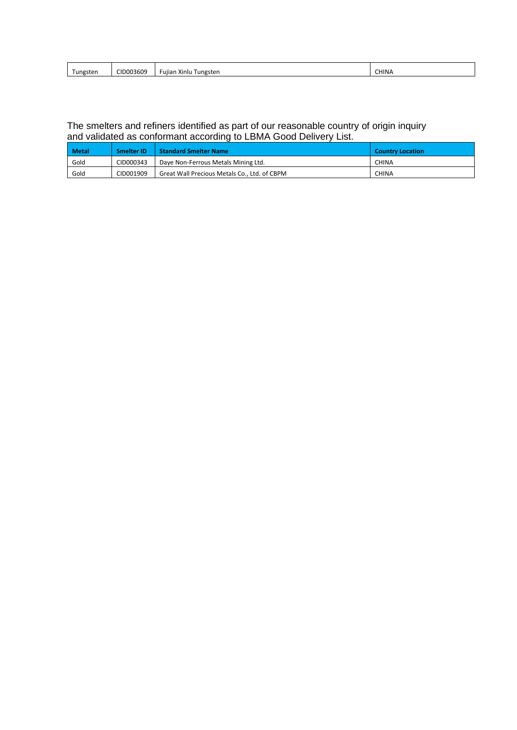| Tungsten | CID003609 | Fujian Xinlu Tungsten | CHINA |
|---|---|---|---|

The smelters and refiners identified as part of our reasonable country of origin inquiry and validated as conformant according to LBMA Good Delivery List.

| Metal | Smelter ID | Standard Smelter Name | Country Location |
|---|---|---|---|
| Gold | CID000343 | Daye Non-Ferrous Metals Mining Ltd. | CHINA |
| Gold | CID001909 | Great Wall Precious Metals Co., Ltd. of CBPM | CHINA |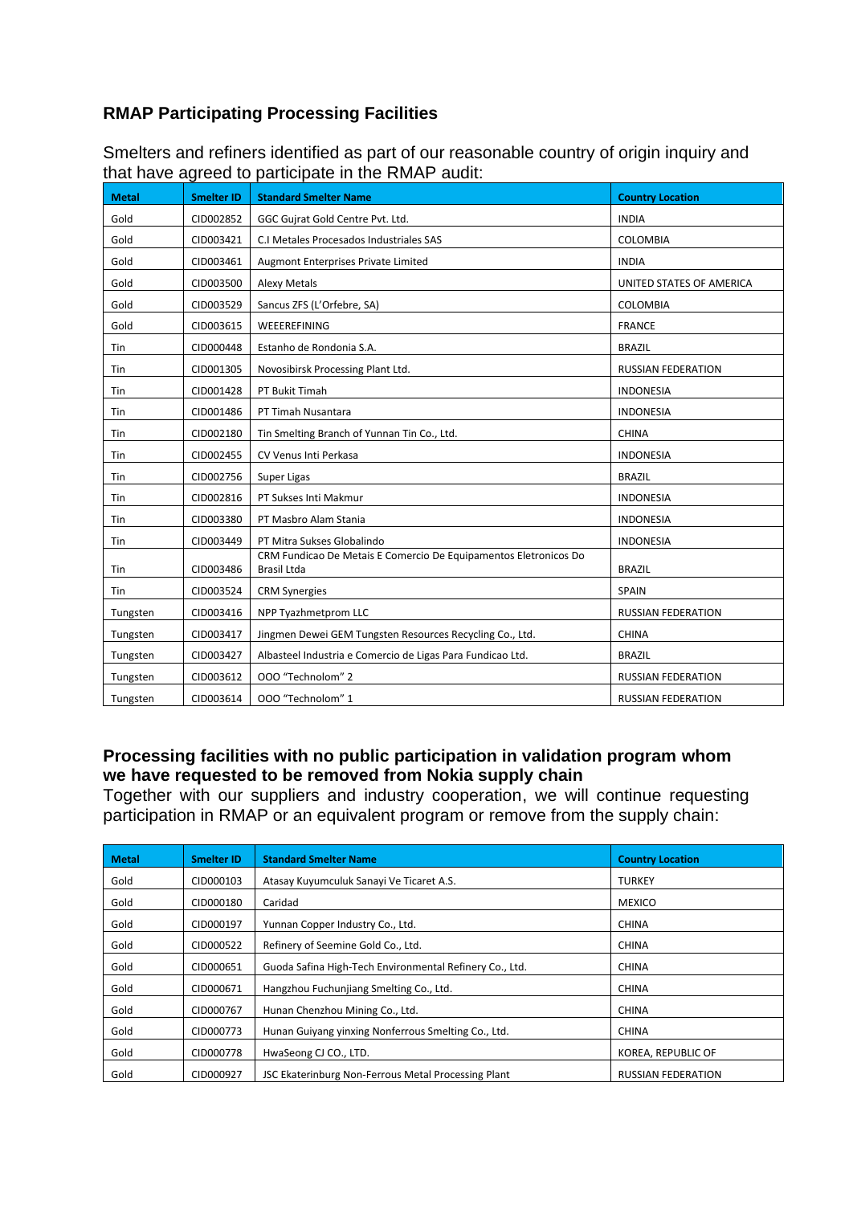## RMAP Participating Processing Facilities

Smelters and refiners identified as part of our reasonable country of origin inquiry and that have agreed to participate in the RMAP audit:

| Metal | Smelter ID | Standard Smelter Name | Country Location |
|---|---|---|---|
| Gold | CID002852 | GGC Gujrat Gold Centre Pvt. Ltd. | INDIA |
| Gold | CID003421 | C.I Metales Procesados Industriales SAS | COLOMBIA |
| Gold | CID003461 | Augmont Enterprises Private Limited | INDIA |
| Gold | CID003500 | Alexy Metals | UNITED STATES OF AMERICA |
| Gold | CID003529 | Sancus ZFS (L'Orfebre, SA) | COLOMBIA |
| Gold | CID003615 | WEEEREFINING | FRANCE |
| Tin | CID000448 | Estanho de Rondonia S.A. | BRAZIL |
| Tin | CID001305 | Novosibirsk Processing Plant Ltd. | RUSSIAN FEDERATION |
| Tin | CID001428 | PT Bukit Timah | INDONESIA |
| Tin | CID001486 | PT Timah Nusantara | INDONESIA |
| Tin | CID002180 | Tin Smelting Branch of Yunnan Tin Co., Ltd. | CHINA |
| Tin | CID002455 | CV Venus Inti Perkasa | INDONESIA |
| Tin | CID002756 | Super Ligas | BRAZIL |
| Tin | CID002816 | PT Sukses Inti Makmur | INDONESIA |
| Tin | CID003380 | PT Masbro Alam Stania | INDONESIA |
| Tin | CID003449 | PT Mitra Sukses Globalindo | INDONESIA |
| Tin | CID003486 | CRM Fundicao De Metais E Comercio De Equipamentos Eletronicos Do Brasil Ltda | BRAZIL |
| Tin | CID003524 | CRM Synergies | SPAIN |
| Tungsten | CID003416 | NPP Tyazhmetprom LLC | RUSSIAN FEDERATION |
| Tungsten | CID003417 | Jingmen Dewei GEM Tungsten Resources Recycling Co., Ltd. | CHINA |
| Tungsten | CID003427 | Albasteel Industria e Comercio de Ligas Para Fundicao Ltd. | BRAZIL |
| Tungsten | CID003612 | OOO "Technolom" 2 | RUSSIAN FEDERATION |
| Tungsten | CID003614 | OOO "Technolom" 1 | RUSSIAN FEDERATION |

## Processing facilities with no public participation in validation program whom we have requested to be removed from Nokia supply chain

Together with our suppliers and industry cooperation, we will continue requesting participation in RMAP or an equivalent program or remove from the supply chain:

| Metal | Smelter ID | Standard Smelter Name | Country Location |
|---|---|---|---|
| Gold | CID000103 | Atasay Kuyumculuk Sanayi Ve Ticaret A.S. | TURKEY |
| Gold | CID000180 | Caridad | MEXICO |
| Gold | CID000197 | Yunnan Copper Industry Co., Ltd. | CHINA |
| Gold | CID000522 | Refinery of Seemine Gold Co., Ltd. | CHINA |
| Gold | CID000651 | Guoda Safina High-Tech Environmental Refinery Co., Ltd. | CHINA |
| Gold | CID000671 | Hangzhou Fuchunjiang Smelting Co., Ltd. | CHINA |
| Gold | CID000767 | Hunan Chenzhou Mining Co., Ltd. | CHINA |
| Gold | CID000773 | Hunan Guiyang yinxing Nonferrous Smelting Co., Ltd. | CHINA |
| Gold | CID000778 | HwaSeong CJ CO., LTD. | KOREA, REPUBLIC OF |
| Gold | CID000927 | JSC Ekaterinburg Non-Ferrous Metal Processing Plant | RUSSIAN FEDERATION |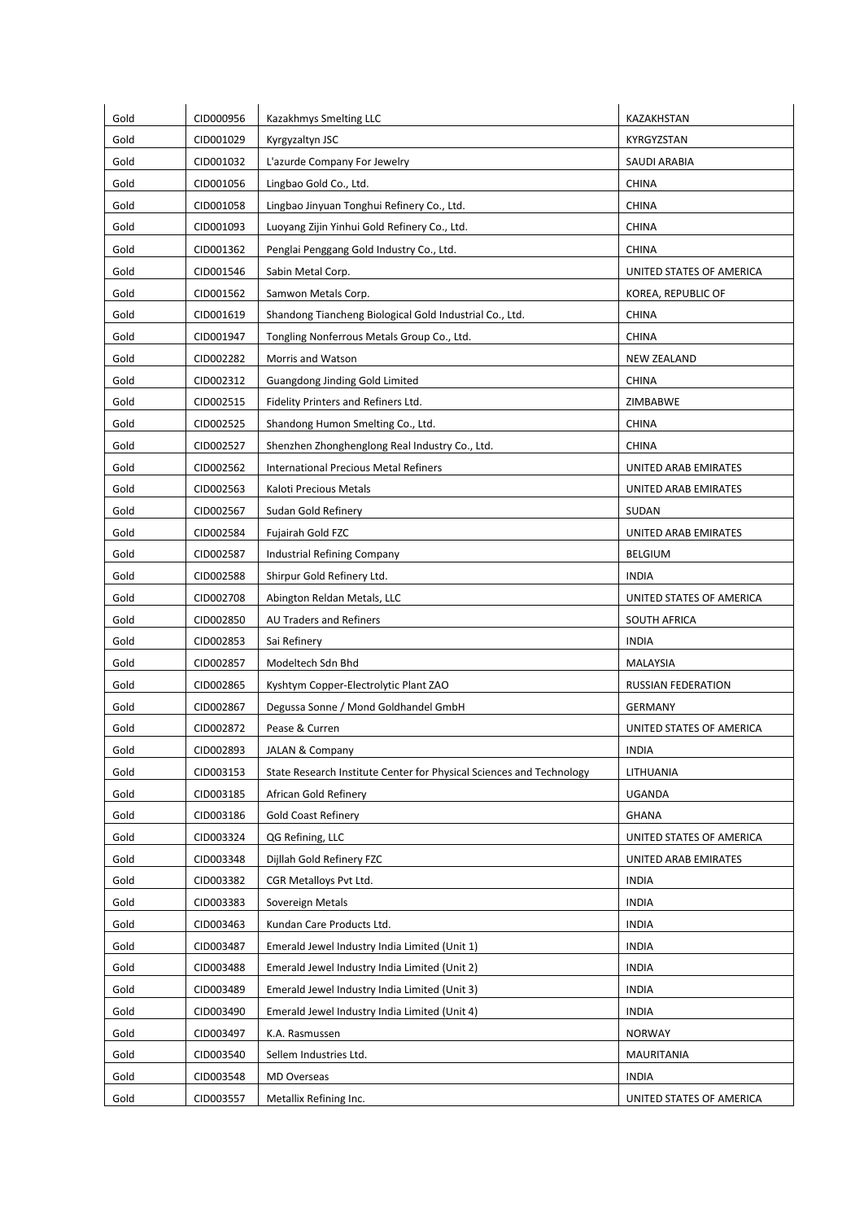| Gold | CID000956 | Kazakhmys Smelting LLC | KAZAKHSTAN |
|---|---|---|---|
| Gold | CID001029 | Kyrgyzaltyn JSC | KYRGYZSTAN |
| Gold | CID001032 | L'azurde Company For Jewelry | SAUDI ARABIA |
| Gold | CID001056 | Lingbao Gold Co., Ltd. | CHINA |
| Gold | CID001058 | Lingbao Jinyuan Tonghui Refinery Co., Ltd. | CHINA |
| Gold | CID001093 | Luoyang Zijin Yinhui Gold Refinery Co., Ltd. | CHINA |
| Gold | CID001362 | Penglai Penggang Gold Industry Co., Ltd. | CHINA |
| Gold | CID001546 | Sabin Metal Corp. | UNITED STATES OF AMERICA |
| Gold | CID001562 | Samwon Metals Corp. | KOREA, REPUBLIC OF |
| Gold | CID001619 | Shandong Tiancheng Biological Gold Industrial Co., Ltd. | CHINA |
| Gold | CID001947 | Tongling Nonferrous Metals Group Co., Ltd. | CHINA |
| Gold | CID002282 | Morris and Watson | NEW ZEALAND |
| Gold | CID002312 | Guangdong Jinding Gold Limited | CHINA |
| Gold | CID002515 | Fidelity Printers and Refiners Ltd. | ZIMBABWE |
| Gold | CID002525 | Shandong Humon Smelting Co., Ltd. | CHINA |
| Gold | CID002527 | Shenzhen Zhonghenglong Real Industry Co., Ltd. | CHINA |
| Gold | CID002562 | International Precious Metal Refiners | UNITED ARAB EMIRATES |
| Gold | CID002563 | Kaloti Precious Metals | UNITED ARAB EMIRATES |
| Gold | CID002567 | Sudan Gold Refinery | SUDAN |
| Gold | CID002584 | Fujairah Gold FZC | UNITED ARAB EMIRATES |
| Gold | CID002587 | Industrial Refining Company | BELGIUM |
| Gold | CID002588 | Shirpur Gold Refinery Ltd. | INDIA |
| Gold | CID002708 | Abington Reldan Metals, LLC | UNITED STATES OF AMERICA |
| Gold | CID002850 | AU Traders and Refiners | SOUTH AFRICA |
| Gold | CID002853 | Sai Refinery | INDIA |
| Gold | CID002857 | Modeltech Sdn Bhd | MALAYSIA |
| Gold | CID002865 | Kyshtym Copper-Electrolytic Plant ZAO | RUSSIAN FEDERATION |
| Gold | CID002867 | Degussa Sonne / Mond Goldhandel GmbH | GERMANY |
| Gold | CID002872 | Pease & Curren | UNITED STATES OF AMERICA |
| Gold | CID002893 | JALAN & Company | INDIA |
| Gold | CID003153 | State Research Institute Center for Physical Sciences and Technology | LITHUANIA |
| Gold | CID003185 | African Gold Refinery | UGANDA |
| Gold | CID003186 | Gold Coast Refinery | GHANA |
| Gold | CID003324 | QG Refining, LLC | UNITED STATES OF AMERICA |
| Gold | CID003348 | Dijllah Gold Refinery FZC | UNITED ARAB EMIRATES |
| Gold | CID003382 | CGR Metalloys Pvt Ltd. | INDIA |
| Gold | CID003383 | Sovereign Metals | INDIA |
| Gold | CID003463 | Kundan Care Products Ltd. | INDIA |
| Gold | CID003487 | Emerald Jewel Industry India Limited (Unit 1) | INDIA |
| Gold | CID003488 | Emerald Jewel Industry India Limited (Unit 2) | INDIA |
| Gold | CID003489 | Emerald Jewel Industry India Limited (Unit 3) | INDIA |
| Gold | CID003490 | Emerald Jewel Industry India Limited (Unit 4) | INDIA |
| Gold | CID003497 | K.A. Rasmussen | NORWAY |
| Gold | CID003540 | Sellem Industries Ltd. | MAURITANIA |
| Gold | CID003548 | MD Overseas | INDIA |
| Gold | CID003557 | Metallix Refining Inc. | UNITED STATES OF AMERICA |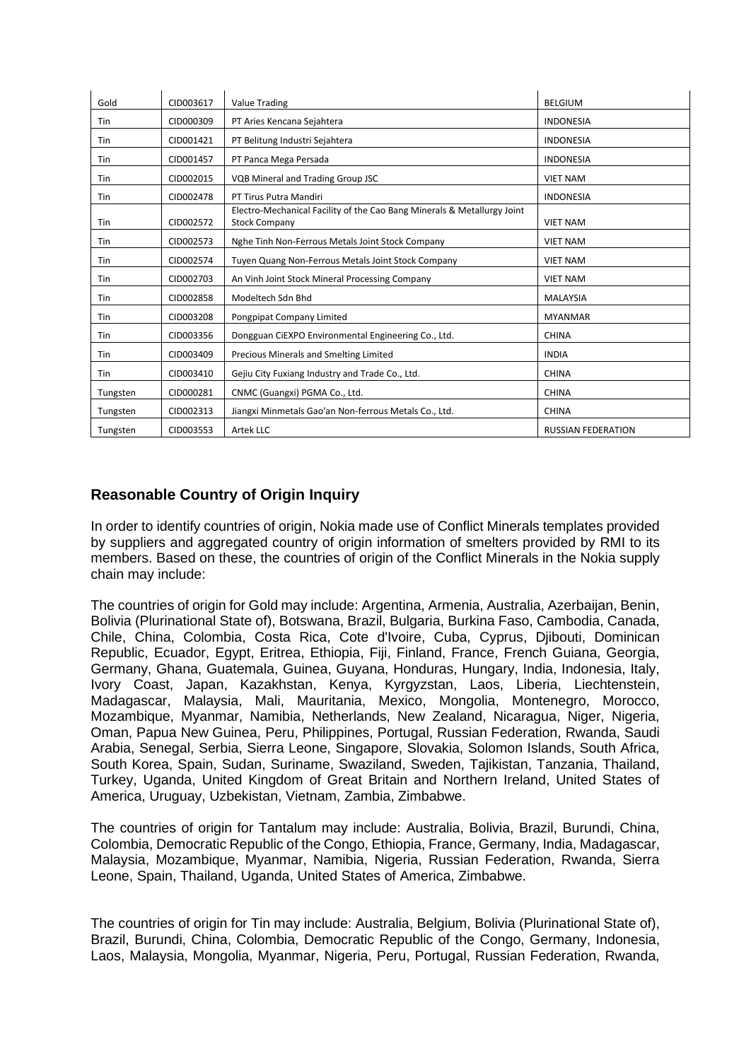| Gold | CID003617 | Value Trading | BELGIUM |
|---|---|---|---|
| Tin | CID000309 | PT Aries Kencana Sejahtera | INDONESIA |
| Tin | CID001421 | PT Belitung Industri Sejahtera | INDONESIA |
| Tin | CID001457 | PT Panca Mega Persada | INDONESIA |
| Tin | CID002015 | VQB Mineral and Trading Group JSC | VIET NAM |
| Tin | CID002478 | PT Tirus Putra Mandiri | INDONESIA |
| Tin | CID002572 | Electro-Mechanical Facility of the Cao Bang Minerals & Metallurgy Joint Stock Company | VIET NAM |
| Tin | CID002573 | Nghe Tinh Non-Ferrous Metals Joint Stock Company | VIET NAM |
| Tin | CID002574 | Tuyen Quang Non-Ferrous Metals Joint Stock Company | VIET NAM |
| Tin | CID002703 | An Vinh Joint Stock Mineral Processing Company | VIET NAM |
| Tin | CID002858 | Modeltech Sdn Bhd | MALAYSIA |
| Tin | CID003208 | Pongpipat Company Limited | MYANMAR |
| Tin | CID003356 | Dongguan CiEXPO Environmental Engineering Co., Ltd. | CHINA |
| Tin | CID003409 | Precious Minerals and Smelting Limited | INDIA |
| Tin | CID003410 | Gejiu City Fuxiang Industry and Trade Co., Ltd. | CHINA |
| Tungsten | CID000281 | CNMC (Guangxi) PGMA Co., Ltd. | CHINA |
| Tungsten | CID002313 | Jiangxi Minmetals Gao'an Non-ferrous Metals Co., Ltd. | CHINA |
| Tungsten | CID003553 | Artek LLC | RUSSIAN FEDERATION |

## Reasonable Country of Origin Inquiry

In order to identify countries of origin, Nokia made use of Conflict Minerals templates provided by suppliers and aggregated country of origin information of smelters provided by RMI to its members. Based on these, the countries of origin of the Conflict Minerals in the Nokia supply chain may include:

The countries of origin for Gold may include: Argentina, Armenia, Australia, Azerbaijan, Benin, Bolivia (Plurinational State of), Botswana, Brazil, Bulgaria, Burkina Faso, Cambodia, Canada, Chile, China, Colombia, Costa Rica, Cote d'Ivoire, Cuba, Cyprus, Djibouti, Dominican Republic, Ecuador, Egypt, Eritrea, Ethiopia, Fiji, Finland, France, French Guiana, Georgia, Germany, Ghana, Guatemala, Guinea, Guyana, Honduras, Hungary, India, Indonesia, Italy, Ivory Coast, Japan, Kazakhstan, Kenya, Kyrgyzstan, Laos, Liberia, Liechtenstein, Madagascar, Malaysia, Mali, Mauritania, Mexico, Mongolia, Montenegro, Morocco, Mozambique, Myanmar, Namibia, Netherlands, New Zealand, Nicaragua, Niger, Nigeria, Oman, Papua New Guinea, Peru, Philippines, Portugal, Russian Federation, Rwanda, Saudi Arabia, Senegal, Serbia, Sierra Leone, Singapore, Slovakia, Solomon Islands, South Africa, South Korea, Spain, Sudan, Suriname, Swaziland, Sweden, Tajikistan, Tanzania, Thailand, Turkey, Uganda, United Kingdom of Great Britain and Northern Ireland, United States of America, Uruguay, Uzbekistan, Vietnam, Zambia, Zimbabwe.

The countries of origin for Tantalum may include: Australia, Bolivia, Brazil, Burundi, China, Colombia, Democratic Republic of the Congo, Ethiopia, France, Germany, India, Madagascar, Malaysia, Mozambique, Myanmar, Namibia, Nigeria, Russian Federation, Rwanda, Sierra Leone, Spain, Thailand, Uganda, United States of America, Zimbabwe.

The countries of origin for Tin may include: Australia, Belgium, Bolivia (Plurinational State of), Brazil, Burundi, China, Colombia, Democratic Republic of the Congo, Germany, Indonesia, Laos, Malaysia, Mongolia, Myanmar, Nigeria, Peru, Portugal, Russian Federation, Rwanda,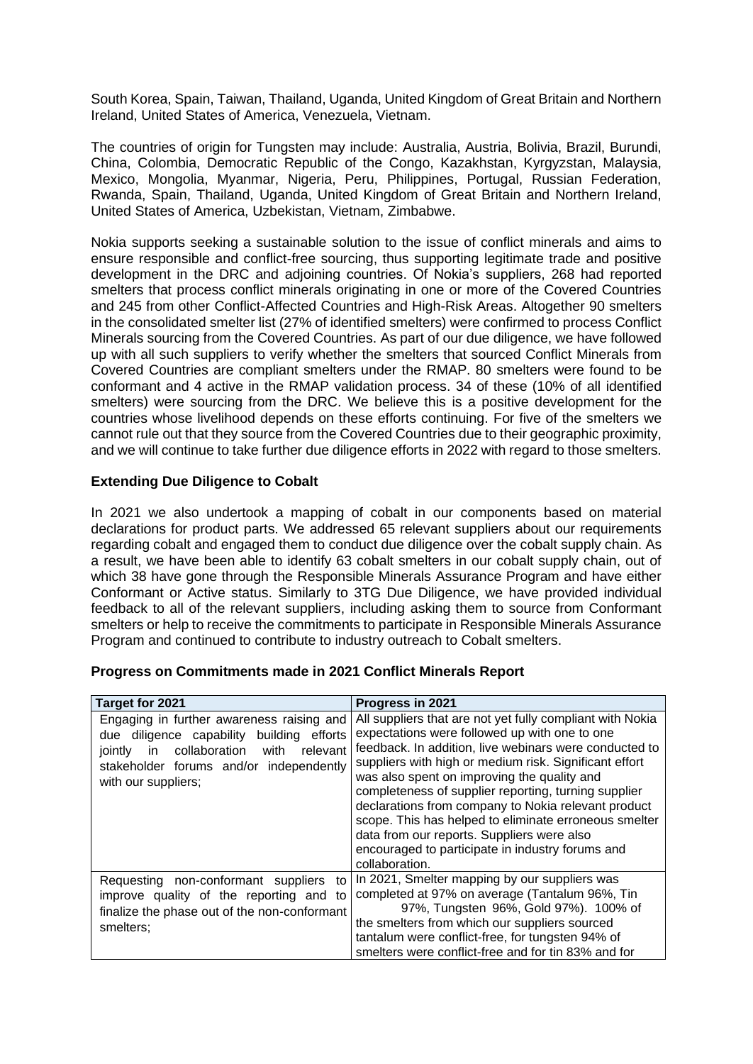South Korea, Spain, Taiwan, Thailand, Uganda, United Kingdom of Great Britain and Northern Ireland, United States of America, Venezuela, Vietnam.

The countries of origin for Tungsten may include: Australia, Austria, Bolivia, Brazil, Burundi, China, Colombia, Democratic Republic of the Congo, Kazakhstan, Kyrgyzstan, Malaysia, Mexico, Mongolia, Myanmar, Nigeria, Peru, Philippines, Portugal, Russian Federation, Rwanda, Spain, Thailand, Uganda, United Kingdom of Great Britain and Northern Ireland, United States of America, Uzbekistan, Vietnam, Zimbabwe.

Nokia supports seeking a sustainable solution to the issue of conflict minerals and aims to ensure responsible and conflict-free sourcing, thus supporting legitimate trade and positive development in the DRC and adjoining countries. Of Nokia's suppliers, 268 had reported smelters that process conflict minerals originating in one or more of the Covered Countries and 245 from other Conflict-Affected Countries and High-Risk Areas. Altogether 90 smelters in the consolidated smelter list (27% of identified smelters) were confirmed to process Conflict Minerals sourcing from the Covered Countries. As part of our due diligence, we have followed up with all such suppliers to verify whether the smelters that sourced Conflict Minerals from Covered Countries are compliant smelters under the RMAP. 80 smelters were found to be conformant and 4 active in the RMAP validation process. 34 of these (10% of all identified smelters) were sourcing from the DRC. We believe this is a positive development for the countries whose livelihood depends on these efforts continuing. For five of the smelters we cannot rule out that they source from the Covered Countries due to their geographic proximity, and we will continue to take further due diligence efforts in 2022 with regard to those smelters.

**Extending Due Diligence to Cobalt**

In 2021 we also undertook a mapping of cobalt in our components based on material declarations for product parts. We addressed 65 relevant suppliers about our requirements regarding cobalt and engaged them to conduct due diligence over the cobalt supply chain. As a result, we have been able to identify 63 cobalt smelters in our cobalt supply chain, out of which 38 have gone through the Responsible Minerals Assurance Program and have either Conformant or Active status. Similarly to 3TG Due Diligence, we have provided individual feedback to all of the relevant suppliers, including asking them to source from Conformant smelters or help to receive the commitments to participate in Responsible Minerals Assurance Program and continued to contribute to industry outreach to Cobalt smelters.

**Progress on Commitments made in 2021 Conflict Minerals Report**

| Target for 2021 | Progress in 2021 |
|---|---|
| Engaging in further awareness raising and due diligence capability building efforts jointly in collaboration with relevant stakeholder forums and/or independently with our suppliers; | All suppliers that are not yet fully compliant with Nokia expectations were followed up with one to one feedback. In addition, live webinars were conducted to suppliers with high or medium risk. Significant effort was also spent on improving the quality and completeness of supplier reporting, turning supplier declarations from company to Nokia relevant product scope. This has helped to eliminate erroneous smelter data from our reports. Suppliers were also encouraged to participate in industry forums and collaboration. |
| Requesting non-conformant suppliers to improve quality of the reporting and to finalize the phase out of the non-conformant smelters; | In 2021, Smelter mapping by our suppliers was completed at 97% on average (Tantalum 96%, Tin 97%, Tungsten 96%, Gold 97%). 100% of the smelters from which our suppliers sourced tantalum were conflict-free, for tungsten 94% of smelters were conflict-free and for tin 83% and for |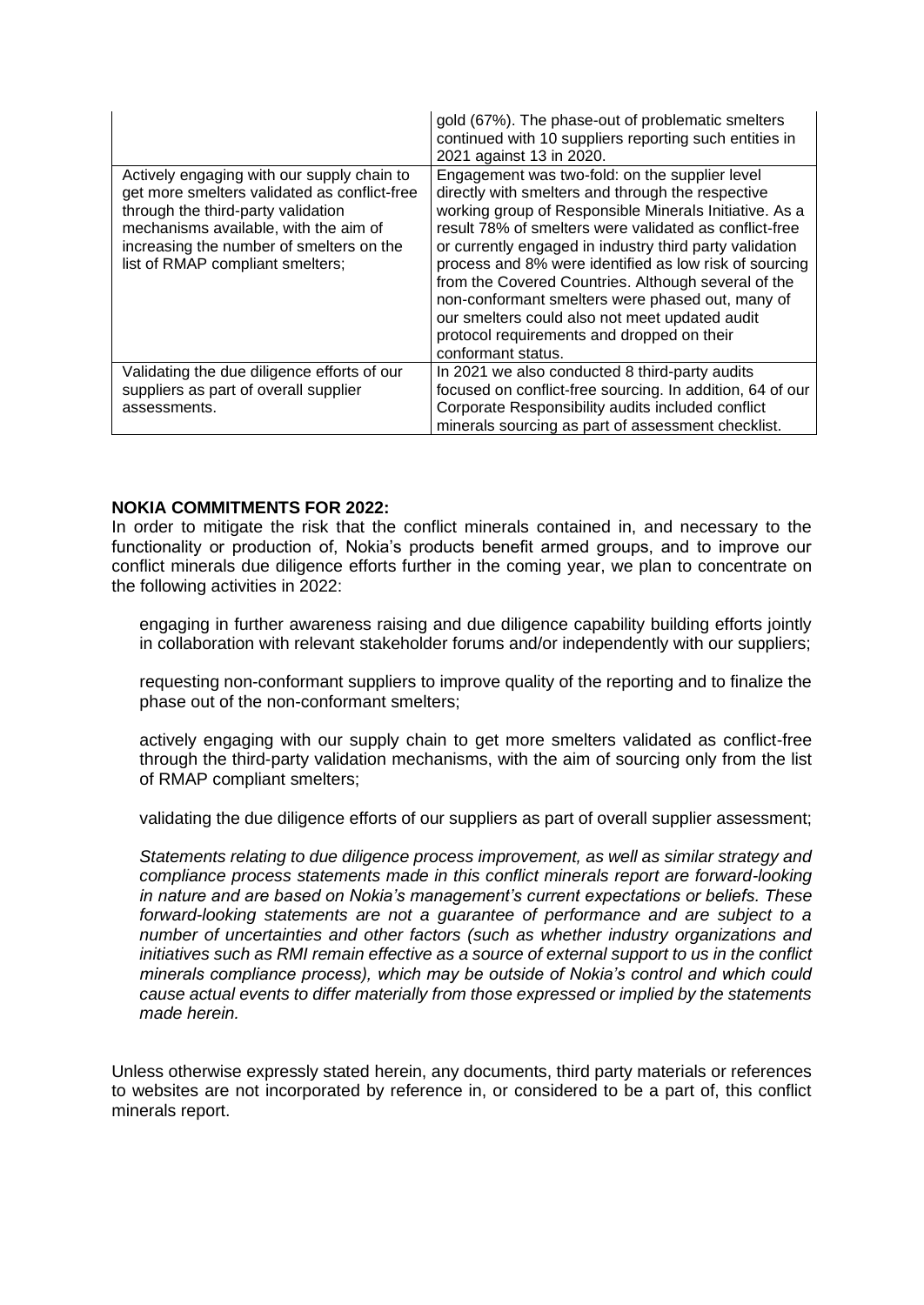| | |
|---|---|
| | gold (67%). The phase-out of problematic smelters continued with 10 suppliers reporting such entities in 2021 against 13 in 2020. |
| Actively engaging with our supply chain to get more smelters validated as conflict-free through the third-party validation mechanisms available, with the aim of increasing the number of smelters on the list of RMAP compliant smelters; | Engagement was two-fold: on the supplier level directly with smelters and through the respective working group of Responsible Minerals Initiative. As a result 78% of smelters were validated as conflict-free or currently engaged in industry third party validation process and 8% were identified as low risk of sourcing from the Covered Countries. Although several of the non-conformant smelters were phased out, many of our smelters could also not meet updated audit protocol requirements and dropped on their conformant status. |
| Validating the due diligence efforts of our suppliers as part of overall supplier assessments. | In 2021 we also conducted 8 third-party audits focused on conflict-free sourcing. In addition, 64 of our Corporate Responsibility audits included conflict minerals sourcing as part of assessment checklist. |

**NOKIA COMMITMENTS FOR 2022:**

In order to mitigate the risk that the conflict minerals contained in, and necessary to the functionality or production of, Nokia's products benefit armed groups, and to improve our conflict minerals due diligence efforts further in the coming year, we plan to concentrate on the following activities in 2022:

engaging in further awareness raising and due diligence capability building efforts jointly in collaboration with relevant stakeholder forums and/or independently with our suppliers;

requesting non-conformant suppliers to improve quality of the reporting and to finalize the phase out of the non-conformant smelters;

actively engaging with our supply chain to get more smelters validated as conflict-free through the third-party validation mechanisms, with the aim of sourcing only from the list of RMAP compliant smelters;

validating the due diligence efforts of our suppliers as part of overall supplier assessment;

*Statements relating to due diligence process improvement, as well as similar strategy and compliance process statements made in this conflict minerals report are forward-looking in nature and are based on Nokia's management's current expectations or beliefs. These forward-looking statements are not a guarantee of performance and are subject to a number of uncertainties and other factors (such as whether industry organizations and initiatives such as RMI remain effective as a source of external support to us in the conflict minerals compliance process), which may be outside of Nokia's control and which could cause actual events to differ materially from those expressed or implied by the statements made herein.*

Unless otherwise expressly stated herein, any documents, third party materials or references to websites are not incorporated by reference in, or considered to be a part of, this conflict minerals report.